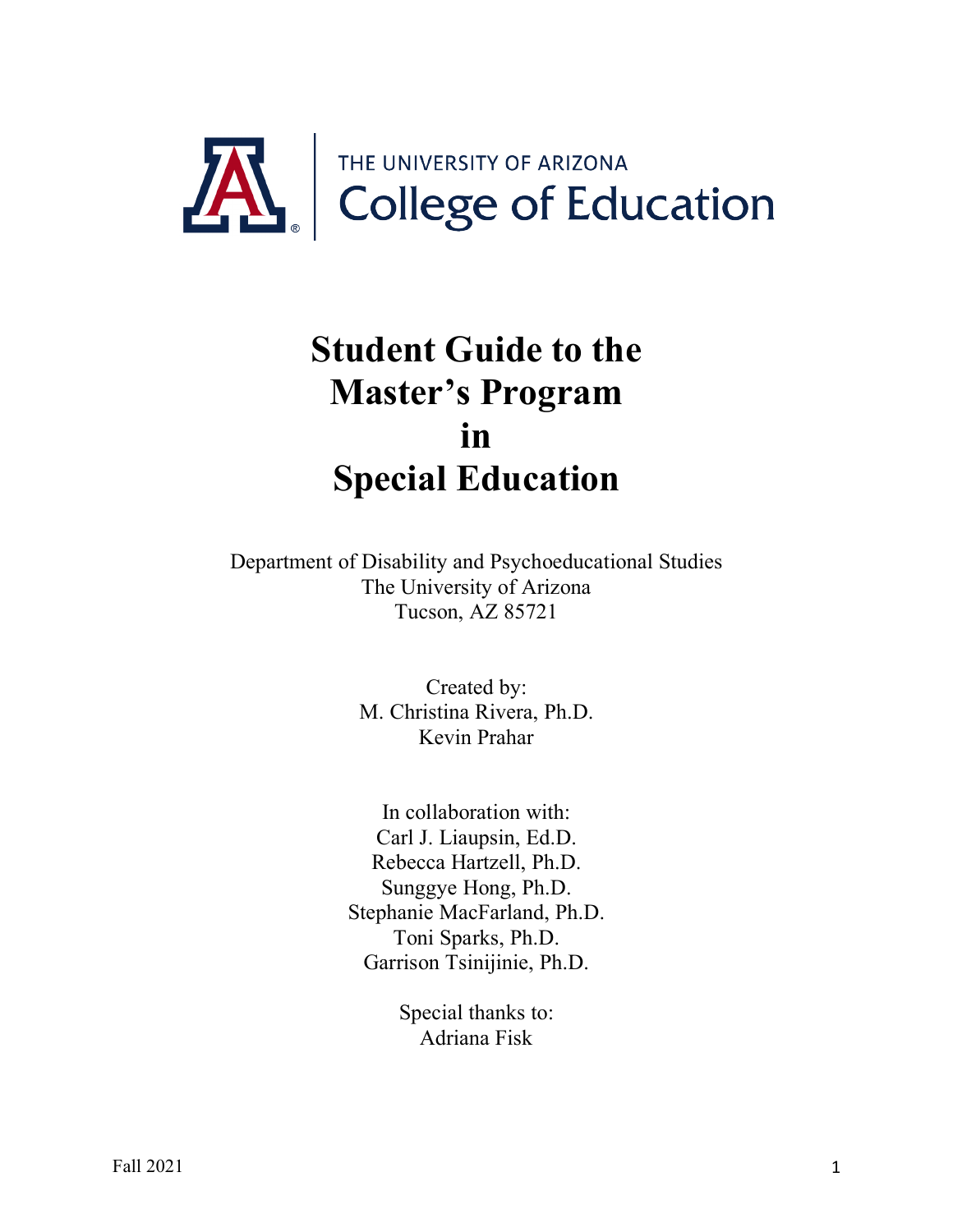THE UNIVERSITY OF ARIZONA
College of Education

# Student Guide to the Master's Program in Special Education

Department of Disability and Psychoeducational Studies
The University of Arizona
Tucson, AZ 85721

Created by:
M. Christina Rivera, Ph.D.
Kevin Prahar

In collaboration with:
Carl J. Liaupsin, Ed.D.
Rebecca Hartzell, Ph.D.
Sunggye Hong, Ph.D.
Stephanie MacFarland, Ph.D.
Toni Sparks, Ph.D.
Garrison Tsinijinie, Ph.D.

Special thanks to:
Adriana Fisk

Fall 2021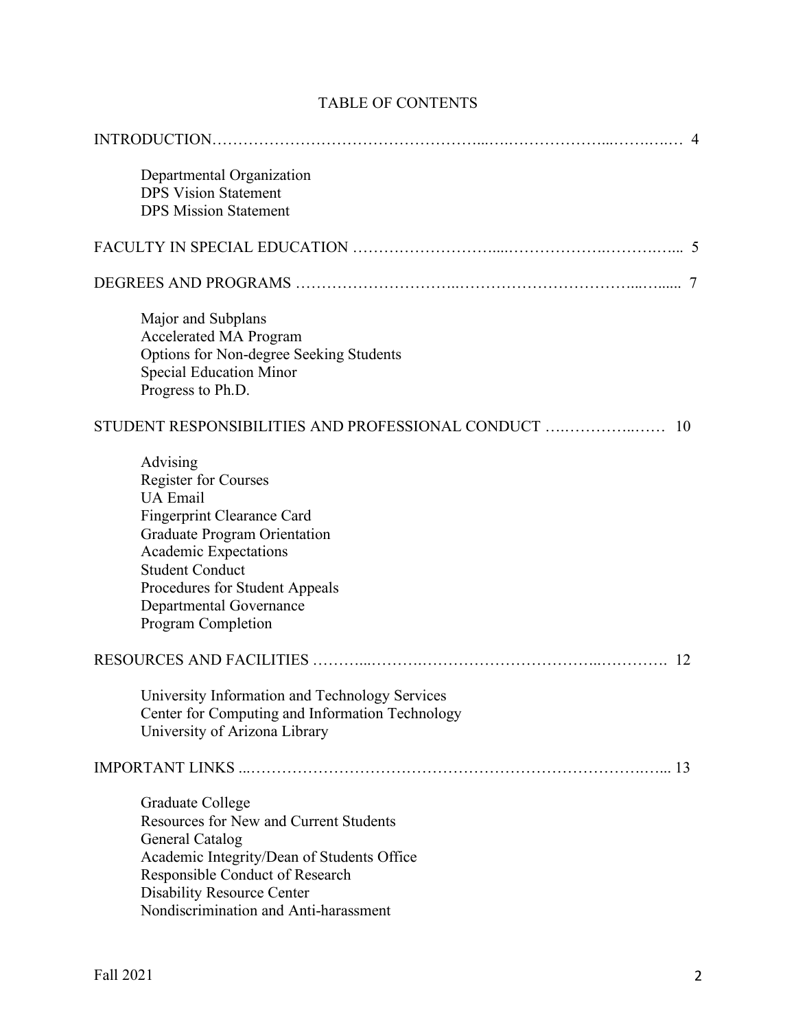# TABLE OF CONTENTS

INTRODUCTION…………………………………………...….……………...…….…… 4

- Departmental Organization
- DPS Vision Statement
- DPS Mission Statement

FACULTY IN SPECIAL EDUCATION ……………………....……………….…….….... 5

DEGREES AND PROGRAMS ………………………..……………………………...…..... 7

- Major and Subplans
- Accelerated MA Program
- Options for Non-degree Seeking Students
- Special Education Minor
- Progress to Ph.D.

STUDENT RESPONSIBILITIES AND PROFESSIONAL CONDUCT ….…………..…… 10

- Advising
- Register for Courses
- UA Email
- Fingerprint Clearance Card
- Graduate Program Orientation
- Academic Expectations
- Student Conduct
- Procedures for Student Appeals
- Departmental Governance
- Program Completion

RESOURCES AND FACILITIES ………...……….…………………………...….………. 12

- University Information and Technology Services
- Center for Computing and Information Technology
- University of Arizona Library

IMPORTANT LINKS ...……………………………………………………………….…... 13

- Graduate College
- Resources for New and Current Students
- General Catalog
- Academic Integrity/Dean of Students Office
- Responsible Conduct of Research
- Disability Resource Center
- Nondiscrimination and Anti-harassment

Fall 2021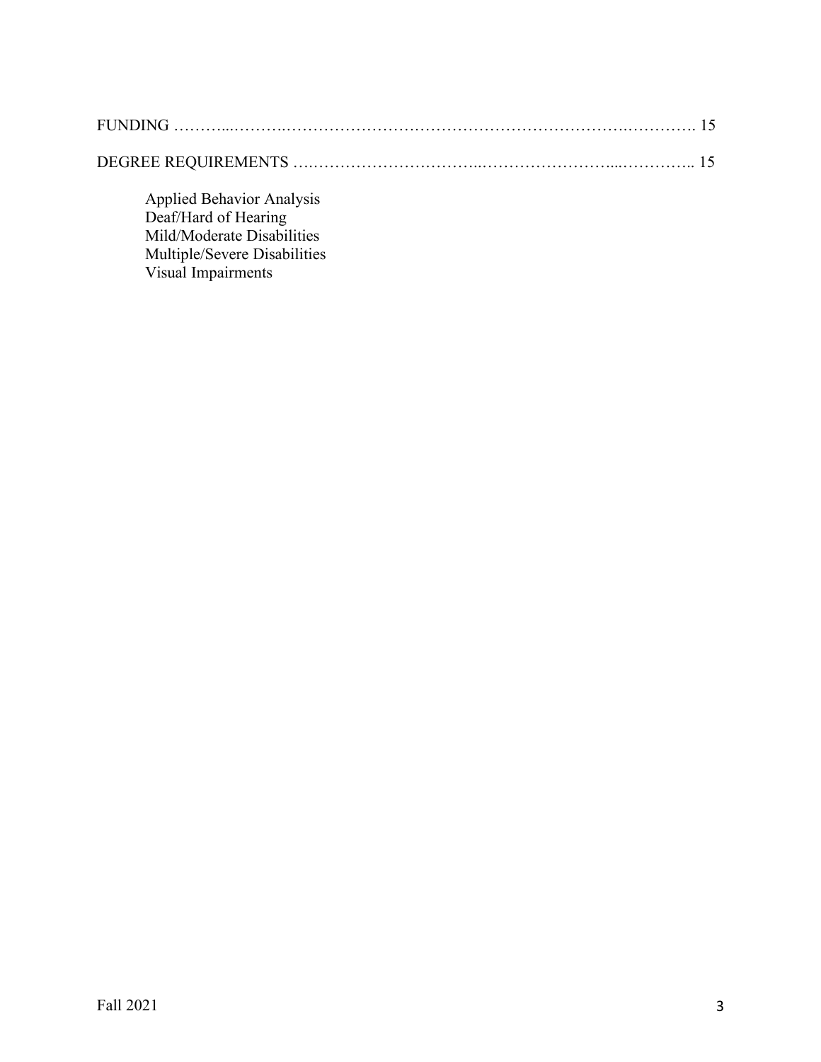FUNDING ………...……….………………………………………………………….…………. 15

DEGREE REQUIREMENTS ….…………………………..……………………...………….. 15

- Applied Behavior Analysis
- Deaf/Hard of Hearing
- Mild/Moderate Disabilities
- Multiple/Severe Disabilities
- Visual Impairments

Fall 2021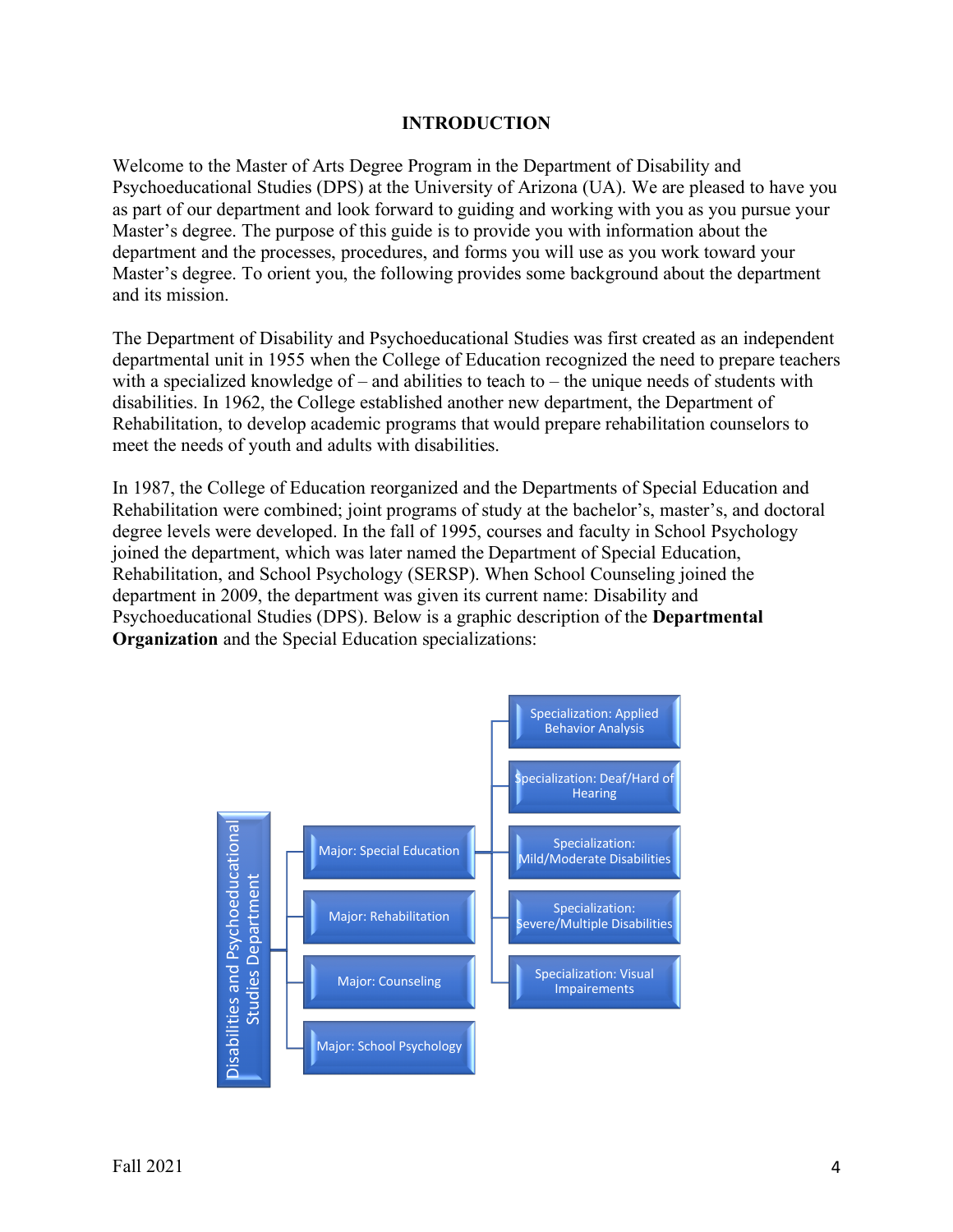# INTRODUCTION

Welcome to the Master of Arts Degree Program in the Department of Disability and Psychoeducational Studies (DPS) at the University of Arizona (UA). We are pleased to have you as part of our department and look forward to guiding and working with you as you pursue your Master's degree. The purpose of this guide is to provide you with information about the department and the processes, procedures, and forms you will use as you work toward your Master's degree. To orient you, the following provides some background about the department and its mission.

The Department of Disability and Psychoeducational Studies was first created as an independent departmental unit in 1955 when the College of Education recognized the need to prepare teachers with a specialized knowledge of – and abilities to teach to – the unique needs of students with disabilities. In 1962, the College established another new department, the Department of Rehabilitation, to develop academic programs that would prepare rehabilitation counselors to meet the needs of youth and adults with disabilities.

In 1987, the College of Education reorganized and the Departments of Special Education and Rehabilitation were combined; joint programs of study at the bachelor's, master's, and doctoral degree levels were developed. In the fall of 1995, courses and faculty in School Psychology joined the department, which was later named the Department of Special Education, Rehabilitation, and School Psychology (SERSP). When School Counseling joined the department in 2009, the department was given its current name: Disability and Psychoeducational Studies (DPS). Below is a graphic description of the **Departmental Organization** and the Special Education specializations:

- Disabilities and Psychoeducational Studies Department
  - Major: Special Education
    - Specialization: Applied Behavior Analysis
    - Specialization: Deaf/Hard of Hearing
    - Specialization: Mild/Moderate Disabilities
    - Specialization: Severe/Multiple Disabilities
    - Specialization: Visual Impairements
  - Major: Rehabilitation
  - Major: Counseling
  - Major: School Psychology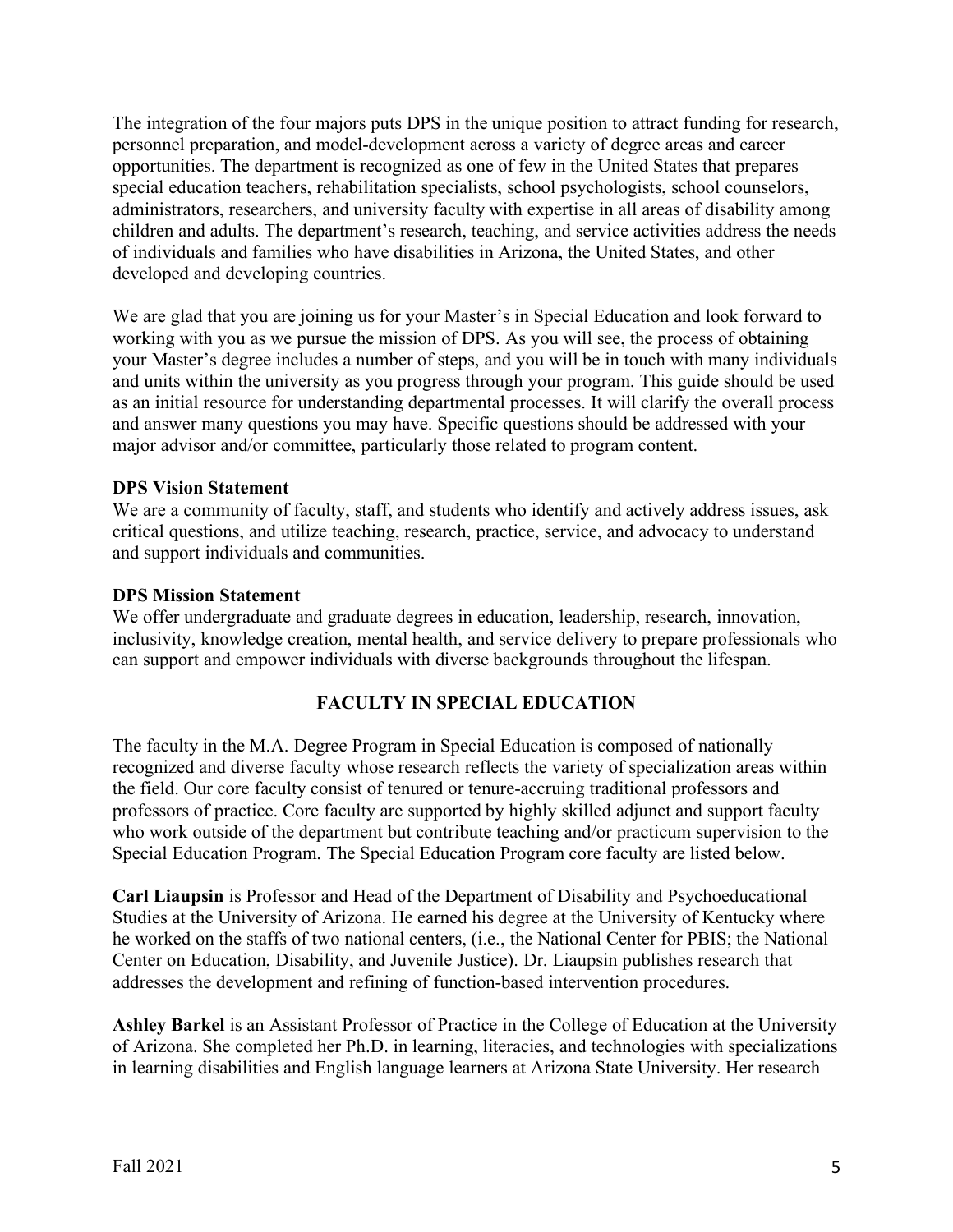The integration of the four majors puts DPS in the unique position to attract funding for research, personnel preparation, and model-development across a variety of degree areas and career opportunities. The department is recognized as one of few in the United States that prepares special education teachers, rehabilitation specialists, school psychologists, school counselors, administrators, researchers, and university faculty with expertise in all areas of disability among children and adults. The department's research, teaching, and service activities address the needs of individuals and families who have disabilities in Arizona, the United States, and other developed and developing countries.

We are glad that you are joining us for your Master's in Special Education and look forward to working with you as we pursue the mission of DPS. As you will see, the process of obtaining your Master's degree includes a number of steps, and you will be in touch with many individuals and units within the university as you progress through your program. This guide should be used as an initial resource for understanding departmental processes. It will clarify the overall process and answer many questions you may have. Specific questions should be addressed with your major advisor and/or committee, particularly those related to program content.

**DPS Vision Statement**

We are a community of faculty, staff, and students who identify and actively address issues, ask critical questions, and utilize teaching, research, practice, service, and advocacy to understand and support individuals and communities.

**DPS Mission Statement**

We offer undergraduate and graduate degrees in education, leadership, research, innovation, inclusivity, knowledge creation, mental health, and service delivery to prepare professionals who can support and empower individuals with diverse backgrounds throughout the lifespan.

## FACULTY IN SPECIAL EDUCATION

The faculty in the M.A. Degree Program in Special Education is composed of nationally recognized and diverse faculty whose research reflects the variety of specialization areas within the field. Our core faculty consist of tenured or tenure-accruing traditional professors and professors of practice. Core faculty are supported by highly skilled adjunct and support faculty who work outside of the department but contribute teaching and/or practicum supervision to the Special Education Program. The Special Education Program core faculty are listed below.

**Carl Liaupsin** is Professor and Head of the Department of Disability and Psychoeducational Studies at the University of Arizona. He earned his degree at the University of Kentucky where he worked on the staffs of two national centers, (i.e., the National Center for PBIS; the National Center on Education, Disability, and Juvenile Justice). Dr. Liaupsin publishes research that addresses the development and refining of function-based intervention procedures.

**Ashley Barkel** is an Assistant Professor of Practice in the College of Education at the University of Arizona. She completed her Ph.D. in learning, literacies, and technologies with specializations in learning disabilities and English language learners at Arizona State University. Her research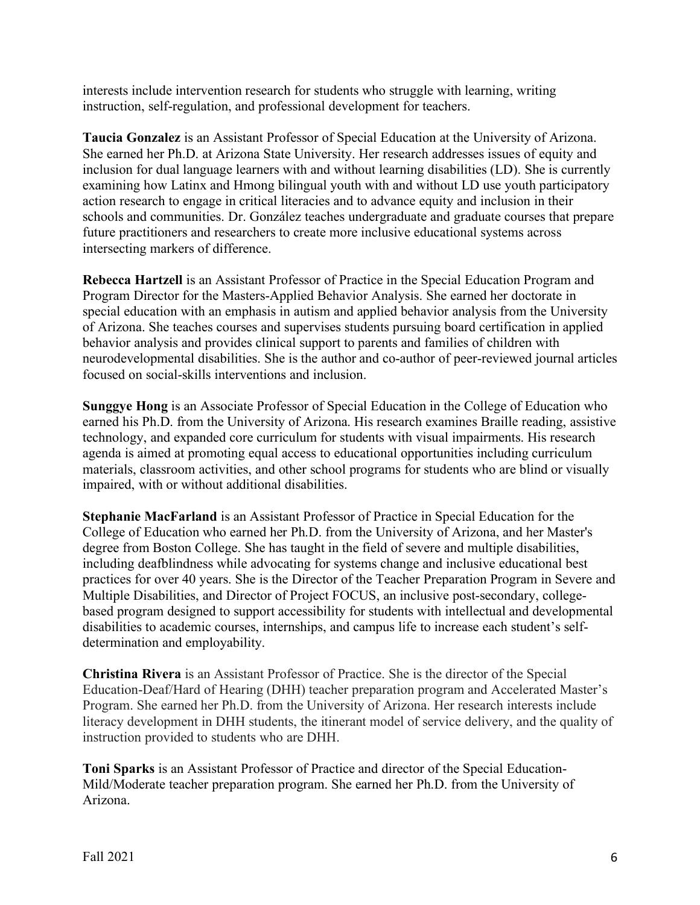interests include intervention research for students who struggle with learning, writing instruction, self-regulation, and professional development for teachers.

**Taucia Gonzalez** is an Assistant Professor of Special Education at the University of Arizona. She earned her Ph.D. at Arizona State University. Her research addresses issues of equity and inclusion for dual language learners with and without learning disabilities (LD). She is currently examining how Latinx and Hmong bilingual youth with and without LD use youth participatory action research to engage in critical literacies and to advance equity and inclusion in their schools and communities. Dr. González teaches undergraduate and graduate courses that prepare future practitioners and researchers to create more inclusive educational systems across intersecting markers of difference.

**Rebecca Hartzell** is an Assistant Professor of Practice in the Special Education Program and Program Director for the Masters-Applied Behavior Analysis. She earned her doctorate in special education with an emphasis in autism and applied behavior analysis from the University of Arizona. She teaches courses and supervises students pursuing board certification in applied behavior analysis and provides clinical support to parents and families of children with neurodevelopmental disabilities. She is the author and co-author of peer-reviewed journal articles focused on social-skills interventions and inclusion.

**Sunggye Hong** is an Associate Professor of Special Education in the College of Education who earned his Ph.D. from the University of Arizona. His research examines Braille reading, assistive technology, and expanded core curriculum for students with visual impairments. His research agenda is aimed at promoting equal access to educational opportunities including curriculum materials, classroom activities, and other school programs for students who are blind or visually impaired, with or without additional disabilities.

**Stephanie MacFarland** is an Assistant Professor of Practice in Special Education for the College of Education who earned her Ph.D. from the University of Arizona, and her Master's degree from Boston College. She has taught in the field of severe and multiple disabilities, including deafblindness while advocating for systems change and inclusive educational best practices for over 40 years. She is the Director of the Teacher Preparation Program in Severe and Multiple Disabilities, and Director of Project FOCUS, an inclusive post-secondary, college-based program designed to support accessibility for students with intellectual and developmental disabilities to academic courses, internships, and campus life to increase each student's self-determination and employability.

**Christina Rivera** is an Assistant Professor of Practice. She is the director of the Special Education-Deaf/Hard of Hearing (DHH) teacher preparation program and Accelerated Master's Program. She earned her Ph.D. from the University of Arizona. Her research interests include literacy development in DHH students, the itinerant model of service delivery, and the quality of instruction provided to students who are DHH.

**Toni Sparks** is an Assistant Professor of Practice and director of the Special Education-Mild/Moderate teacher preparation program. She earned her Ph.D. from the University of Arizona.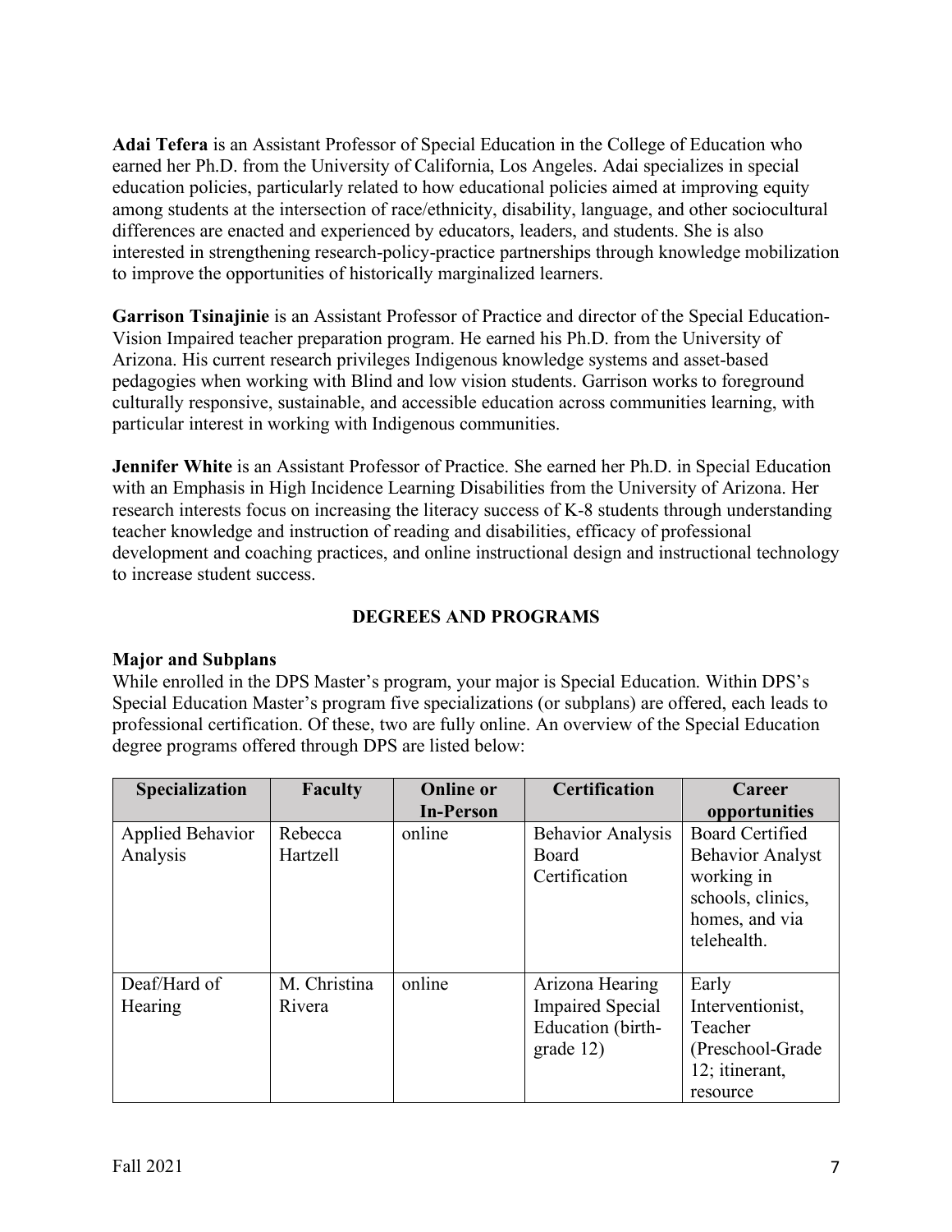**Adai Tefera** is an Assistant Professor of Special Education in the College of Education who earned her Ph.D. from the University of California, Los Angeles. Adai specializes in special education policies, particularly related to how educational policies aimed at improving equity among students at the intersection of race/ethnicity, disability, language, and other sociocultural differences are enacted and experienced by educators, leaders, and students. She is also interested in strengthening research-policy-practice partnerships through knowledge mobilization to improve the opportunities of historically marginalized learners.

**Garrison Tsinajinie** is an Assistant Professor of Practice and director of the Special Education-Vision Impaired teacher preparation program. He earned his Ph.D. from the University of Arizona. His current research privileges Indigenous knowledge systems and asset-based pedagogies when working with Blind and low vision students. Garrison works to foreground culturally responsive, sustainable, and accessible education across communities learning, with particular interest in working with Indigenous communities.

**Jennifer White** is an Assistant Professor of Practice. She earned her Ph.D. in Special Education with an Emphasis in High Incidence Learning Disabilities from the University of Arizona. Her research interests focus on increasing the literacy success of K-8 students through understanding teacher knowledge and instruction of reading and disabilities, efficacy of professional development and coaching practices, and online instructional design and instructional technology to increase student success.

## DEGREES AND PROGRAMS

### Major and Subplans

While enrolled in the DPS Master's program, your major is Special Education. Within DPS's Special Education Master's program five specializations (or subplans) are offered, each leads to professional certification. Of these, two are fully online. An overview of the Special Education degree programs offered through DPS are listed below:

| Specialization | Faculty | Online or In-Person | Certification | Career opportunities |
|---|---|---|---|---|
| Applied Behavior Analysis | Rebecca Hartzell | online | Behavior Analysis Board Certification | Board Certified Behavior Analyst working in schools, clinics, homes, and via telehealth. |
| Deaf/Hard of Hearing | M. Christina Rivera | online | Arizona Hearing Impaired Special Education (birth-grade 12) | Early Interventionist, Teacher (Preschool-Grade 12; itinerant, resource |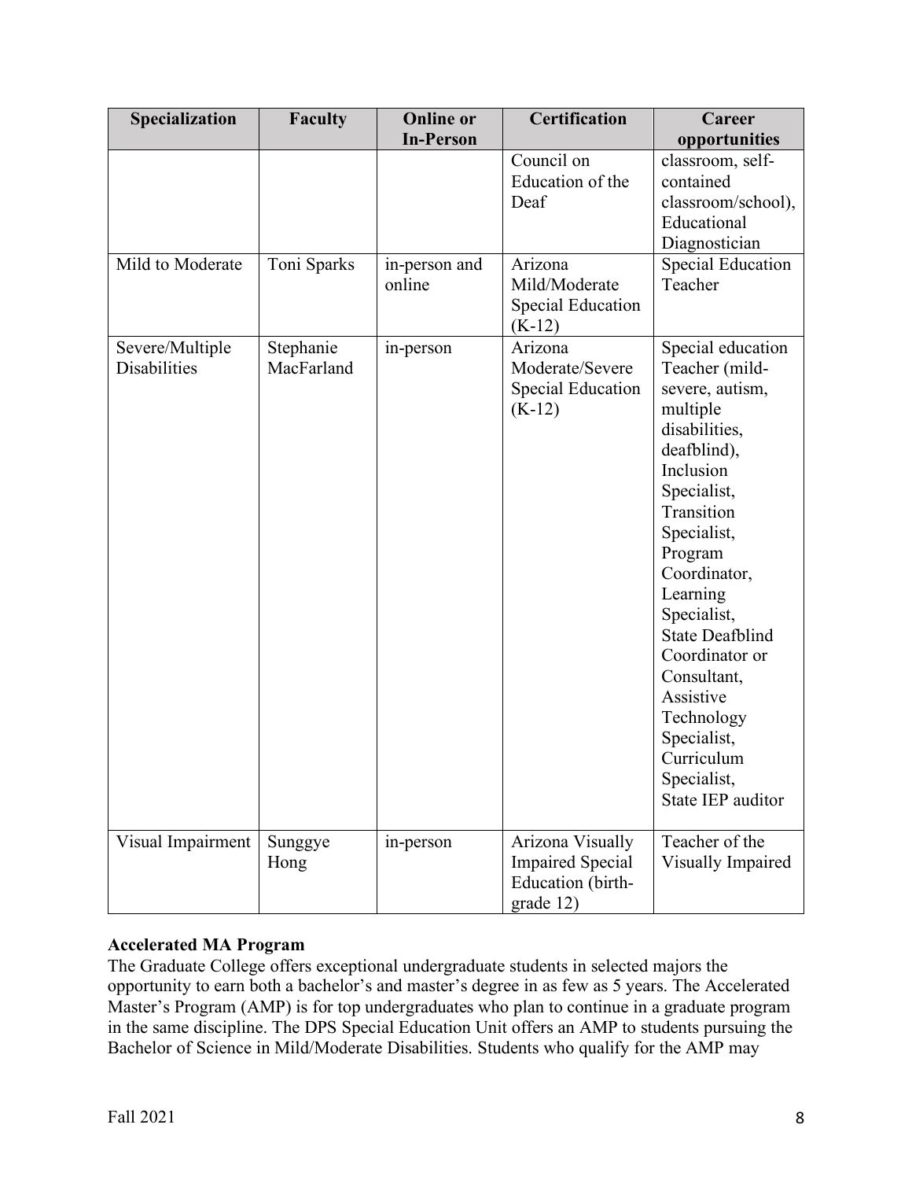| Specialization | Faculty | Online or In-Person | Certification | Career opportunities |
|---|---|---|---|---|
| | | | Council on Education of the Deaf | classroom, self-contained classroom/school), Educational Diagnostician |
| Mild to Moderate | Toni Sparks | in-person and online | Arizona Mild/Moderate Special Education (K-12) | Special Education Teacher |
| Severe/Multiple Disabilities | Stephanie MacFarland | in-person | Arizona Moderate/Severe Special Education (K-12) | Special education Teacher (mild-severe, autism, multiple disabilities, deafblind), Inclusion Specialist, Transition Specialist, Program Coordinator, Learning Specialist, State Deafblind Coordinator or Consultant, Assistive Technology Specialist, Curriculum Specialist, State IEP auditor |
| Visual Impairment | Sunggye Hong | in-person | Arizona Visually Impaired Special Education (birth-grade 12) | Teacher of the Visually Impaired |

**Accelerated MA Program**

The Graduate College offers exceptional undergraduate students in selected majors the opportunity to earn both a bachelor's and master's degree in as few as 5 years. The Accelerated Master's Program (AMP) is for top undergraduates who plan to continue in a graduate program in the same discipline. The DPS Special Education Unit offers an AMP to students pursuing the Bachelor of Science in Mild/Moderate Disabilities. Students who qualify for the AMP may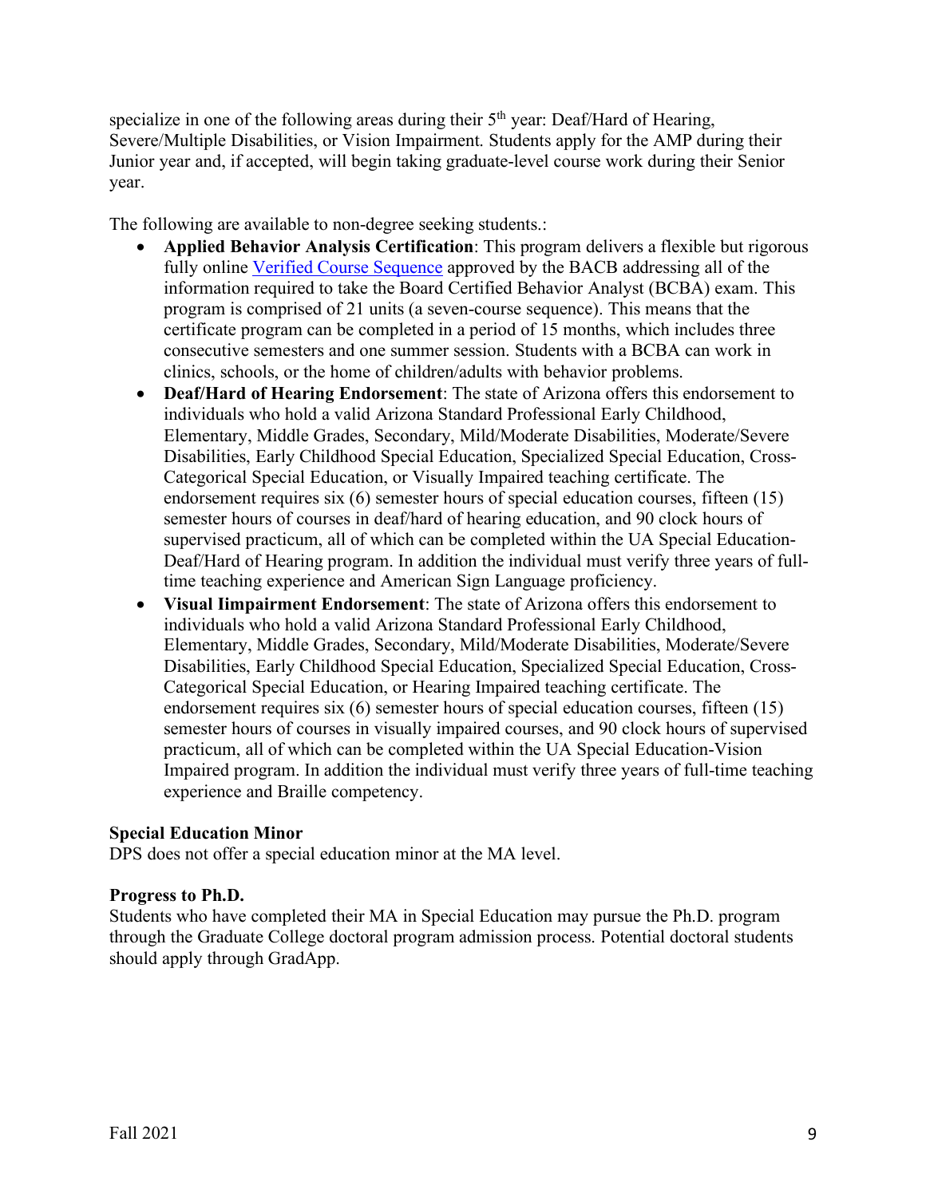specialize in one of the following areas during their 5th year: Deaf/Hard of Hearing, Severe/Multiple Disabilities, or Vision Impairment. Students apply for the AMP during their Junior year and, if accepted, will begin taking graduate-level course work during their Senior year.

The following are available to non-degree seeking students.:

- **Applied Behavior Analysis Certification**: This program delivers a flexible but rigorous fully online Verified Course Sequence approved by the BACB addressing all of the information required to take the Board Certified Behavior Analyst (BCBA) exam. This program is comprised of 21 units (a seven-course sequence). This means that the certificate program can be completed in a period of 15 months, which includes three consecutive semesters and one summer session. Students with a BCBA can work in clinics, schools, or the home of children/adults with behavior problems.
- **Deaf/Hard of Hearing Endorsement**: The state of Arizona offers this endorsement to individuals who hold a valid Arizona Standard Professional Early Childhood, Elementary, Middle Grades, Secondary, Mild/Moderate Disabilities, Moderate/Severe Disabilities, Early Childhood Special Education, Specialized Special Education, Cross-Categorical Special Education, or Visually Impaired teaching certificate. The endorsement requires six (6) semester hours of special education courses, fifteen (15) semester hours of courses in deaf/hard of hearing education, and 90 clock hours of supervised practicum, all of which can be completed within the UA Special Education-Deaf/Hard of Hearing program. In addition the individual must verify three years of full-time teaching experience and American Sign Language proficiency.
- **Visual Iimpairment Endorsement**: The state of Arizona offers this endorsement to individuals who hold a valid Arizona Standard Professional Early Childhood, Elementary, Middle Grades, Secondary, Mild/Moderate Disabilities, Moderate/Severe Disabilities, Early Childhood Special Education, Specialized Special Education, Cross-Categorical Special Education, or Hearing Impaired teaching certificate. The endorsement requires six (6) semester hours of special education courses, fifteen (15) semester hours of courses in visually impaired courses, and 90 clock hours of supervised practicum, all of which can be completed within the UA Special Education-Vision Impaired program. In addition the individual must verify three years of full-time teaching experience and Braille competency.

**Special Education Minor**

DPS does not offer a special education minor at the MA level.

**Progress to Ph.D.**

Students who have completed their MA in Special Education may pursue the Ph.D. program through the Graduate College doctoral program admission process. Potential doctoral students should apply through GradApp.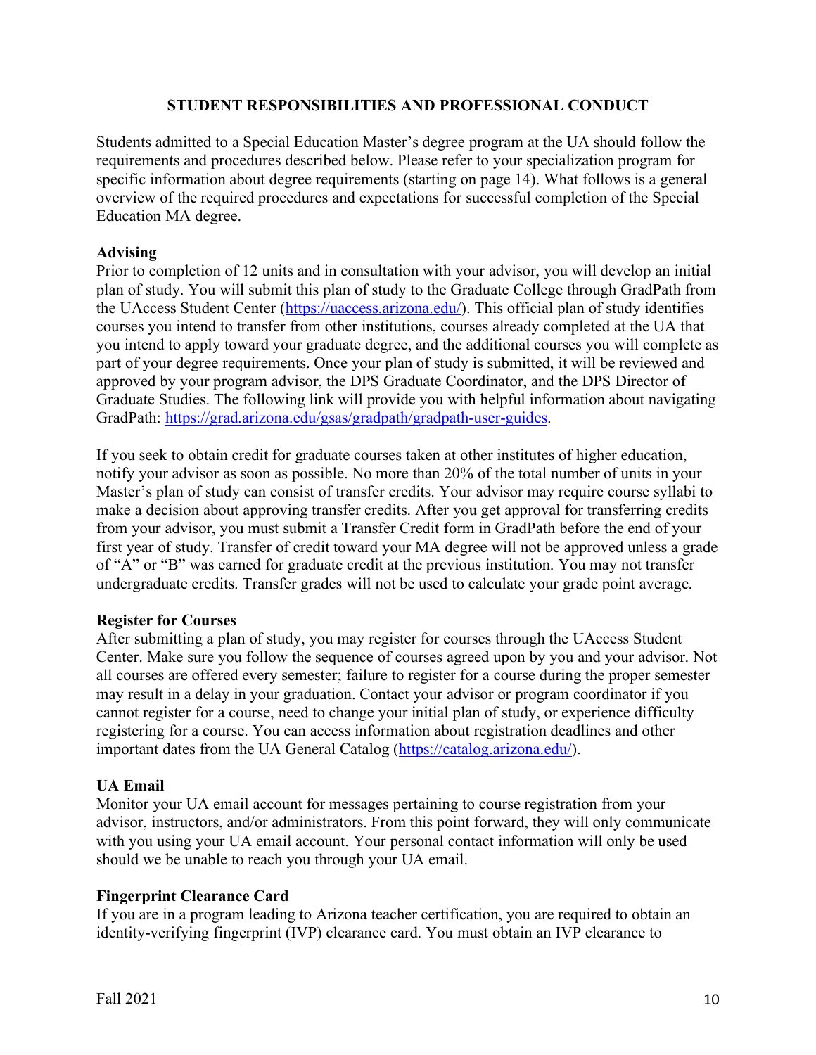## STUDENT RESPONSIBILITIES AND PROFESSIONAL CONDUCT

Students admitted to a Special Education Master's degree program at the UA should follow the requirements and procedures described below. Please refer to your specialization program for specific information about degree requirements (starting on page 14). What follows is a general overview of the required procedures and expectations for successful completion of the Special Education MA degree.

### Advising

Prior to completion of 12 units and in consultation with your advisor, you will develop an initial plan of study. You will submit this plan of study to the Graduate College through GradPath from the UAccess Student Center (https://uaccess.arizona.edu/). This official plan of study identifies courses you intend to transfer from other institutions, courses already completed at the UA that you intend to apply toward your graduate degree, and the additional courses you will complete as part of your degree requirements. Once your plan of study is submitted, it will be reviewed and approved by your program advisor, the DPS Graduate Coordinator, and the DPS Director of Graduate Studies. The following link will provide you with helpful information about navigating GradPath: https://grad.arizona.edu/gsas/gradpath/gradpath-user-guides.

If you seek to obtain credit for graduate courses taken at other institutes of higher education, notify your advisor as soon as possible. No more than 20% of the total number of units in your Master's plan of study can consist of transfer credits. Your advisor may require course syllabi to make a decision about approving transfer credits. After you get approval for transferring credits from your advisor, you must submit a Transfer Credit form in GradPath before the end of your first year of study. Transfer of credit toward your MA degree will not be approved unless a grade of "A" or "B" was earned for graduate credit at the previous institution. You may not transfer undergraduate credits. Transfer grades will not be used to calculate your grade point average.

### Register for Courses

After submitting a plan of study, you may register for courses through the UAccess Student Center. Make sure you follow the sequence of courses agreed upon by you and your advisor. Not all courses are offered every semester; failure to register for a course during the proper semester may result in a delay in your graduation. Contact your advisor or program coordinator if you cannot register for a course, need to change your initial plan of study, or experience difficulty registering for a course. You can access information about registration deadlines and other important dates from the UA General Catalog (https://catalog.arizona.edu/).

### UA Email

Monitor your UA email account for messages pertaining to course registration from your advisor, instructors, and/or administrators. From this point forward, they will only communicate with you using your UA email account. Your personal contact information will only be used should we be unable to reach you through your UA email.

### Fingerprint Clearance Card

If you are in a program leading to Arizona teacher certification, you are required to obtain an identity-verifying fingerprint (IVP) clearance card. You must obtain an IVP clearance to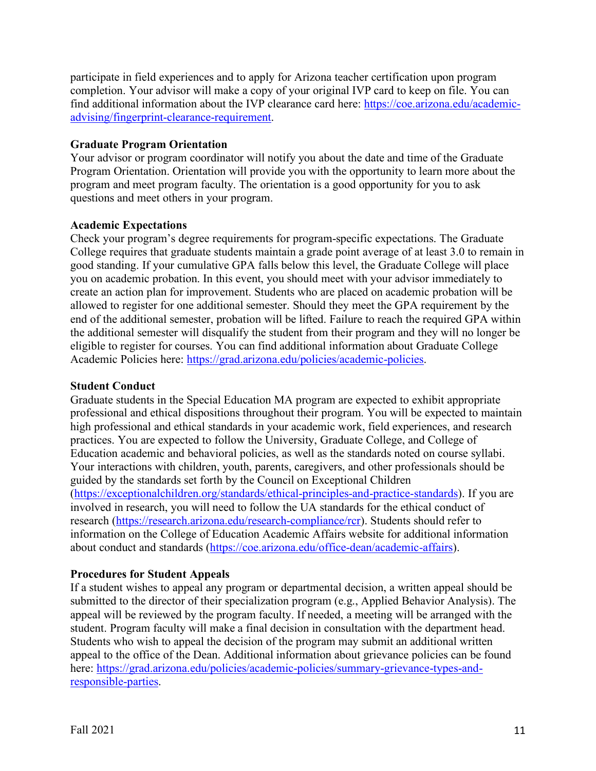participate in field experiences and to apply for Arizona teacher certification upon program completion. Your advisor will make a copy of your original IVP card to keep on file. You can find additional information about the IVP clearance card here: [https://coe.arizona.edu/academic-advising/fingerprint-clearance-requirement](https://coe.arizona.edu/academic-advising/fingerprint-clearance-requirement).

**Graduate Program Orientation**

Your advisor or program coordinator will notify you about the date and time of the Graduate Program Orientation. Orientation will provide you with the opportunity to learn more about the program and meet program faculty. The orientation is a good opportunity for you to ask questions and meet others in your program.

**Academic Expectations**

Check your program's degree requirements for program-specific expectations. The Graduate College requires that graduate students maintain a grade point average of at least 3.0 to remain in good standing. If your cumulative GPA falls below this level, the Graduate College will place you on academic probation. In this event, you should meet with your advisor immediately to create an action plan for improvement. Students who are placed on academic probation will be allowed to register for one additional semester. Should they meet the GPA requirement by the end of the additional semester, probation will be lifted. Failure to reach the required GPA within the additional semester will disqualify the student from their program and they will no longer be eligible to register for courses. You can find additional information about Graduate College Academic Policies here: [https://grad.arizona.edu/policies/academic-policies](https://grad.arizona.edu/policies/academic-policies).

**Student Conduct**

Graduate students in the Special Education MA program are expected to exhibit appropriate professional and ethical dispositions throughout their program. You will be expected to maintain high professional and ethical standards in your academic work, field experiences, and research practices. You are expected to follow the University, Graduate College, and College of Education academic and behavioral policies, as well as the standards noted on course syllabi. Your interactions with children, youth, parents, caregivers, and other professionals should be guided by the standards set forth by the Council on Exceptional Children ([https://exceptionalchildren.org/standards/ethical-principles-and-practice-standards](https://exceptionalchildren.org/standards/ethical-principles-and-practice-standards)). If you are involved in research, you will need to follow the UA standards for the ethical conduct of research ([https://research.arizona.edu/research-compliance/rcr](https://research.arizona.edu/research-compliance/rcr)). Students should refer to information on the College of Education Academic Affairs website for additional information about conduct and standards ([https://coe.arizona.edu/office-dean/academic-affairs](https://coe.arizona.edu/office-dean/academic-affairs)).

**Procedures for Student Appeals**

If a student wishes to appeal any program or departmental decision, a written appeal should be submitted to the director of their specialization program (e.g., Applied Behavior Analysis). The appeal will be reviewed by the program faculty. If needed, a meeting will be arranged with the student. Program faculty will make a final decision in consultation with the department head. Students who wish to appeal the decision of the program may submit an additional written appeal to the office of the Dean. Additional information about grievance policies can be found here: [https://grad.arizona.edu/policies/academic-policies/summary-grievance-types-and-responsible-parties](https://grad.arizona.edu/policies/academic-policies/summary-grievance-types-and-responsible-parties).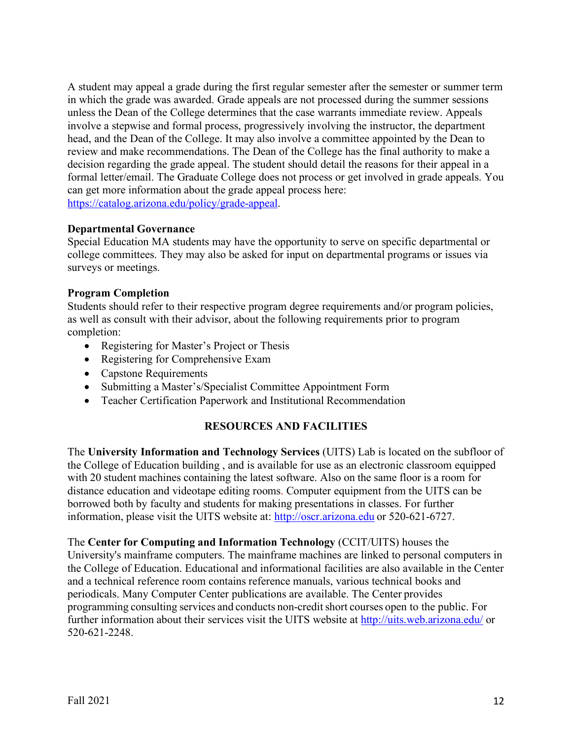A student may appeal a grade during the first regular semester after the semester or summer term in which the grade was awarded. Grade appeals are not processed during the summer sessions unless the Dean of the College determines that the case warrants immediate review. Appeals involve a stepwise and formal process, progressively involving the instructor, the department head, and the Dean of the College. It may also involve a committee appointed by the Dean to review and make recommendations. The Dean of the College has the final authority to make a decision regarding the grade appeal. The student should detail the reasons for their appeal in a formal letter/email. The Graduate College does not process or get involved in grade appeals. You can get more information about the grade appeal process here: [https://catalog.arizona.edu/policy/grade-appeal](https://catalog.arizona.edu/policy/grade-appeal).

**Departmental Governance**
Special Education MA students may have the opportunity to serve on specific departmental or college committees. They may also be asked for input on departmental programs or issues via surveys or meetings.

**Program Completion**
Students should refer to their respective program degree requirements and/or program policies, as well as consult with their advisor, about the following requirements prior to program completion:

- Registering for Master's Project or Thesis
- Registering for Comprehensive Exam
- Capstone Requirements
- Submitting a Master's/Specialist Committee Appointment Form
- Teacher Certification Paperwork and Institutional Recommendation

## RESOURCES AND FACILITIES

The **University Information and Technology Services** (UITS) Lab is located on the subfloor of the College of Education building , and is available for use as an electronic classroom equipped with 20 student machines containing the latest software. Also on the same floor is a room for distance education and videotape editing rooms. Computer equipment from the UITS can be borrowed both by faculty and students for making presentations in classes. For further information, please visit the UITS website at: [http://oscr.arizona.edu](http://oscr.arizona.edu) or 520-621-6727.

The **Center for Computing and Information Technology** (CCIT/UITS) houses the University's mainframe computers. The mainframe machines are linked to personal computers in the College of Education. Educational and informational facilities are also available in the Center and a technical reference room contains reference manuals, various technical books and periodicals. Many Computer Center publications are available. The Center provides programming consulting services and conducts non-credit short courses open to the public. For further information about their services visit the UITS website at [http://uits.web.arizona.edu/](http://uits.web.arizona.edu/) or 520-621-2248.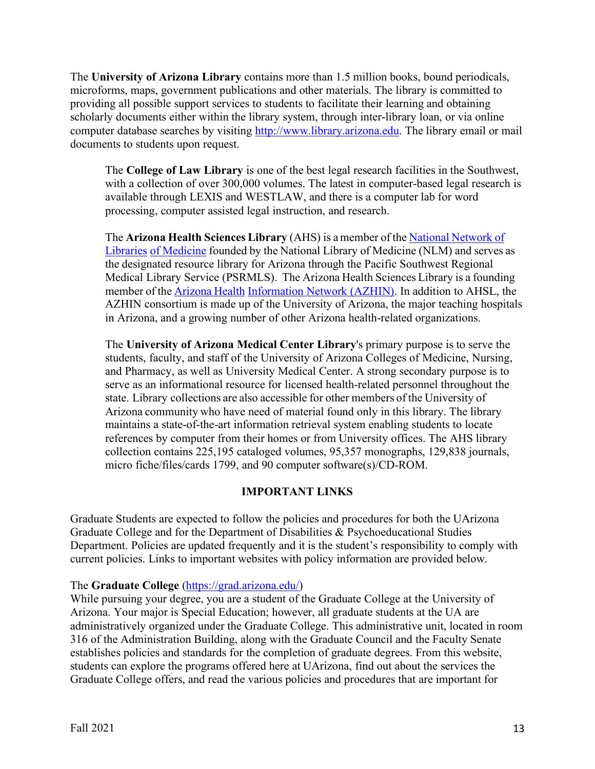The **University of Arizona Library** contains more than 1.5 million books, bound periodicals, microforms, maps, government publications and other materials. The library is committed to providing all possible support services to students to facilitate their learning and obtaining scholarly documents either within the library system, through inter-library loan, or via online computer database searches by visiting [http://www.library.arizona.edu](http://www.library.arizona.edu). The library email or mail documents to students upon request.

> The **College of Law Library** is one of the best legal research facilities in the Southwest, with a collection of over 300,000 volumes. The latest in computer-based legal research is available through LEXIS and WESTLAW, and there is a computer lab for word processing, computer assisted legal instruction, and research.
>
> The **Arizona Health Sciences Library** (AHS) is a member of the National Network of Libraries of Medicine founded by the National Library of Medicine (NLM) and serves as the designated resource library for Arizona through the Pacific Southwest Regional Medical Library Service (PSRMLS). The Arizona Health Sciences Library is a founding member of the Arizona Health Information Network (AZHIN). In addition to AHSL, the AZHIN consortium is made up of the University of Arizona, the major teaching hospitals in Arizona, and a growing number of other Arizona health-related organizations.
>
> The **University of Arizona Medical Center Library**'s primary purpose is to serve the students, faculty, and staff of the University of Arizona Colleges of Medicine, Nursing, and Pharmacy, as well as University Medical Center. A strong secondary purpose is to serve as an informational resource for licensed health-related personnel throughout the state. Library collections are also accessible for other members of the University of Arizona community who have need of material found only in this library. The library maintains a state-of-the-art information retrieval system enabling students to locate references by computer from their homes or from University offices. The AHS library collection contains 225,195 cataloged volumes, 95,357 monographs, 129,838 journals, micro fiche/files/cards 1799, and 90 computer software(s)/CD-ROM.

## IMPORTANT LINKS

Graduate Students are expected to follow the policies and procedures for both the UArizona Graduate College and for the Department of Disabilities & Psychoeducational Studies Department. Policies are updated frequently and it is the student's responsibility to comply with current policies. Links to important websites with policy information are provided below.

The **Graduate College** ([https://grad.arizona.edu/](https://grad.arizona.edu/))
While pursuing your degree, you are a student of the Graduate College at the University of Arizona. Your major is Special Education; however, all graduate students at the UA are administratively organized under the Graduate College. This administrative unit, located in room 316 of the Administration Building, along with the Graduate Council and the Faculty Senate establishes policies and standards for the completion of graduate degrees. From this website, students can explore the programs offered here at UArizona, find out about the services the Graduate College offers, and read the various policies and procedures that are important for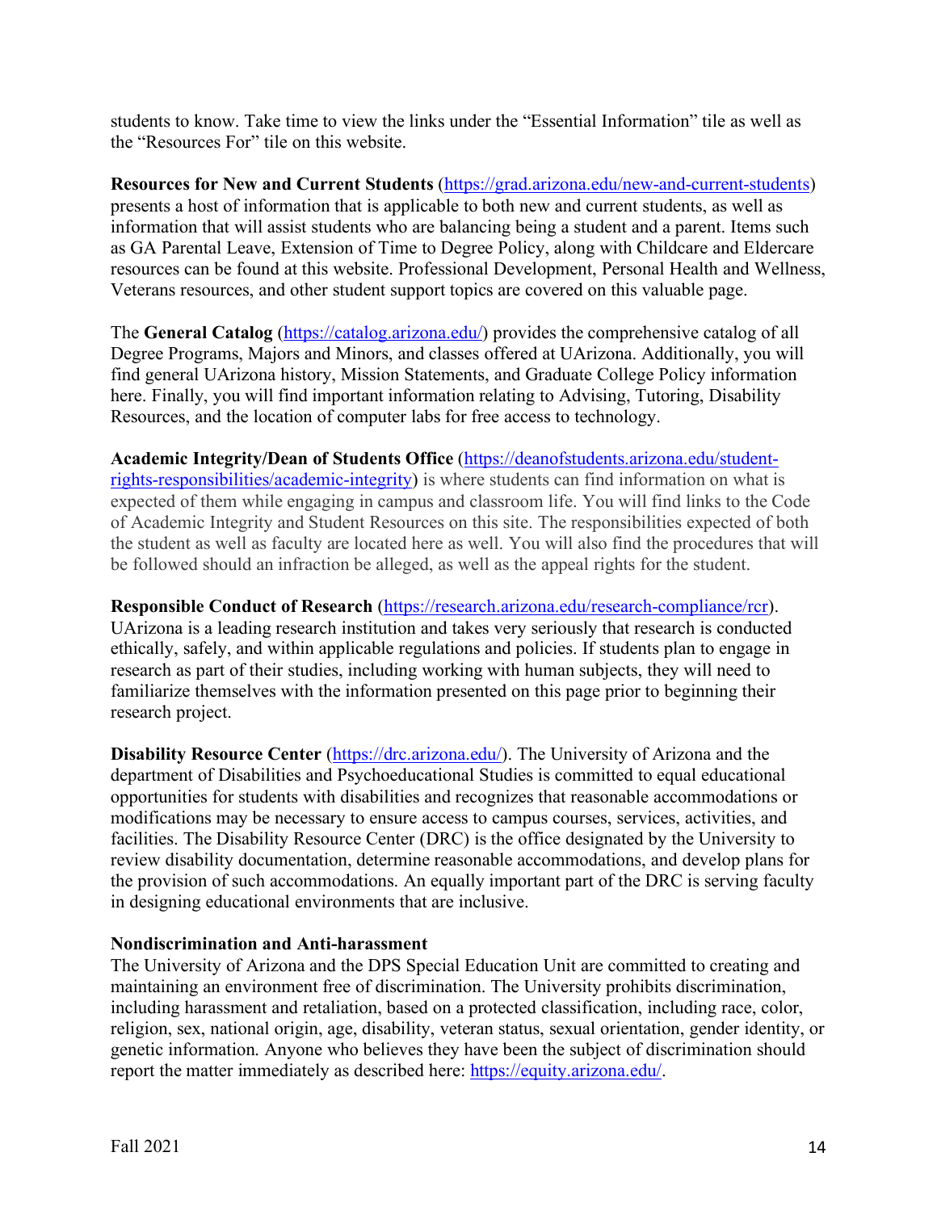students to know. Take time to view the links under the "Essential Information" tile as well as the "Resources For" tile on this website.

**Resources for New and Current Students** (https://grad.arizona.edu/new-and-current-students) presents a host of information that is applicable to both new and current students, as well as information that will assist students who are balancing being a student and a parent. Items such as GA Parental Leave, Extension of Time to Degree Policy, along with Childcare and Eldercare resources can be found at this website. Professional Development, Personal Health and Wellness, Veterans resources, and other student support topics are covered on this valuable page.

The **General Catalog** (https://catalog.arizona.edu/) provides the comprehensive catalog of all Degree Programs, Majors and Minors, and classes offered at UArizona. Additionally, you will find general UArizona history, Mission Statements, and Graduate College Policy information here. Finally, you will find important information relating to Advising, Tutoring, Disability Resources, and the location of computer labs for free access to technology.

**Academic Integrity/Dean of Students Office** (https://deanofstudents.arizona.edu/student-rights-responsibilities/academic-integrity) is where students can find information on what is expected of them while engaging in campus and classroom life. You will find links to the Code of Academic Integrity and Student Resources on this site. The responsibilities expected of both the student as well as faculty are located here as well. You will also find the procedures that will be followed should an infraction be alleged, as well as the appeal rights for the student.

**Responsible Conduct of Research** (https://research.arizona.edu/research-compliance/rcr). UArizona is a leading research institution and takes very seriously that research is conducted ethically, safely, and within applicable regulations and policies. If students plan to engage in research as part of their studies, including working with human subjects, they will need to familiarize themselves with the information presented on this page prior to beginning their research project.

**Disability Resource Center** (https://drc.arizona.edu/). The University of Arizona and the department of Disabilities and Psychoeducational Studies is committed to equal educational opportunities for students with disabilities and recognizes that reasonable accommodations or modifications may be necessary to ensure access to campus courses, services, activities, and facilities. The Disability Resource Center (DRC) is the office designated by the University to review disability documentation, determine reasonable accommodations, and develop plans for the provision of such accommodations. An equally important part of the DRC is serving faculty in designing educational environments that are inclusive.

**Nondiscrimination and Anti-harassment**
The University of Arizona and the DPS Special Education Unit are committed to creating and maintaining an environment free of discrimination. The University prohibits discrimination, including harassment and retaliation, based on a protected classification, including race, color, religion, sex, national origin, age, disability, veteran status, sexual orientation, gender identity, or genetic information. Anyone who believes they have been the subject of discrimination should report the matter immediately as described here: https://equity.arizona.edu/.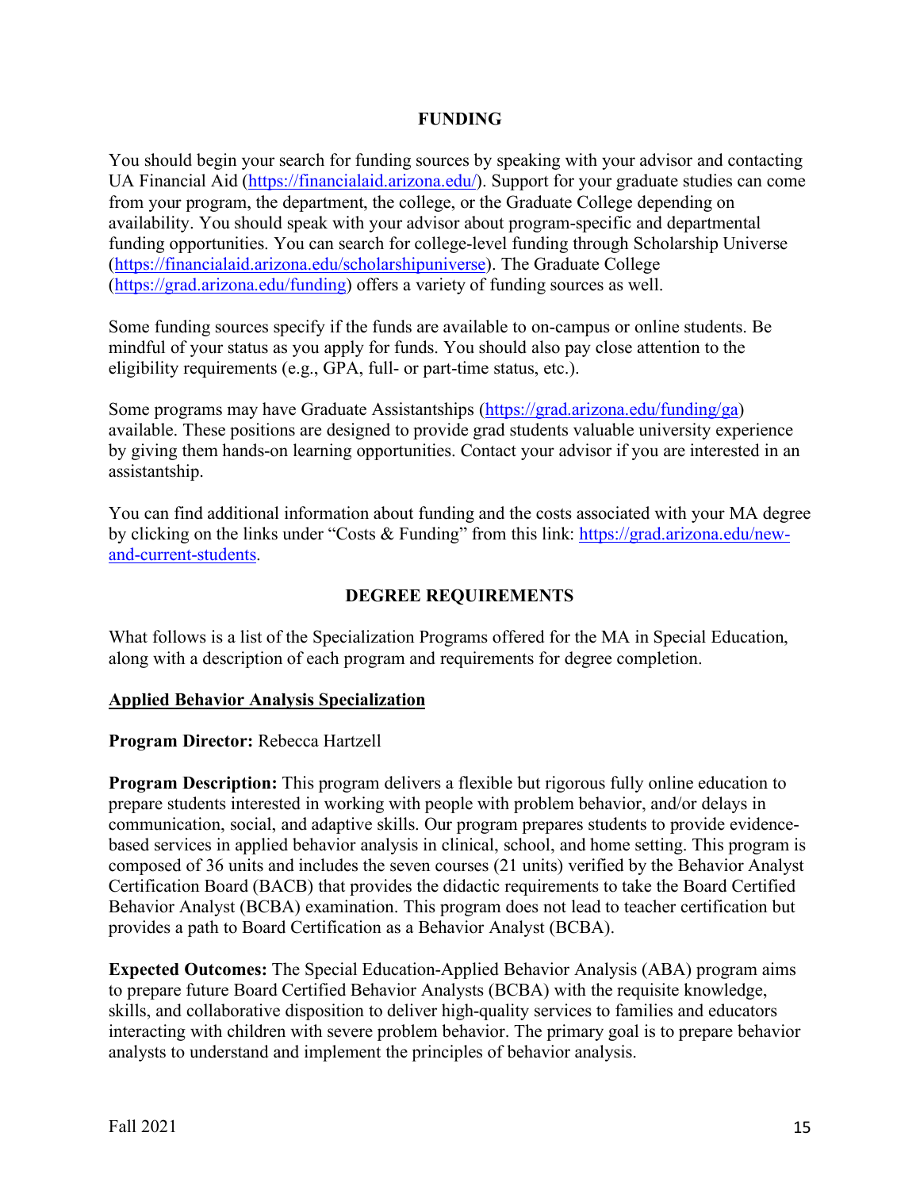## FUNDING

You should begin your search for funding sources by speaking with your advisor and contacting UA Financial Aid (https://financialaid.arizona.edu/). Support for your graduate studies can come from your program, the department, the college, or the Graduate College depending on availability. You should speak with your advisor about program-specific and departmental funding opportunities. You can search for college-level funding through Scholarship Universe (https://financialaid.arizona.edu/scholarshipuniverse). The Graduate College (https://grad.arizona.edu/funding) offers a variety of funding sources as well.

Some funding sources specify if the funds are available to on-campus or online students. Be mindful of your status as you apply for funds. You should also pay close attention to the eligibility requirements (e.g., GPA, full- or part-time status, etc.).

Some programs may have Graduate Assistantships (https://grad.arizona.edu/funding/ga) available. These positions are designed to provide grad students valuable university experience by giving them hands-on learning opportunities. Contact your advisor if you are interested in an assistantship.

You can find additional information about funding and the costs associated with your MA degree by clicking on the links under "Costs & Funding" from this link: https://grad.arizona.edu/new-and-current-students.

## DEGREE REQUIREMENTS

What follows is a list of the Specialization Programs offered for the MA in Special Education, along with a description of each program and requirements for degree completion.

### Applied Behavior Analysis Specialization

**Program Director:** Rebecca Hartzell

**Program Description:** This program delivers a flexible but rigorous fully online education to prepare students interested in working with people with problem behavior, and/or delays in communication, social, and adaptive skills. Our program prepares students to provide evidence-based services in applied behavior analysis in clinical, school, and home setting. This program is composed of 36 units and includes the seven courses (21 units) verified by the Behavior Analyst Certification Board (BACB) that provides the didactic requirements to take the Board Certified Behavior Analyst (BCBA) examination. This program does not lead to teacher certification but provides a path to Board Certification as a Behavior Analyst (BCBA).

**Expected Outcomes:** The Special Education-Applied Behavior Analysis (ABA) program aims to prepare future Board Certified Behavior Analysts (BCBA) with the requisite knowledge, skills, and collaborative disposition to deliver high-quality services to families and educators interacting with children with severe problem behavior. The primary goal is to prepare behavior analysts to understand and implement the principles of behavior analysis.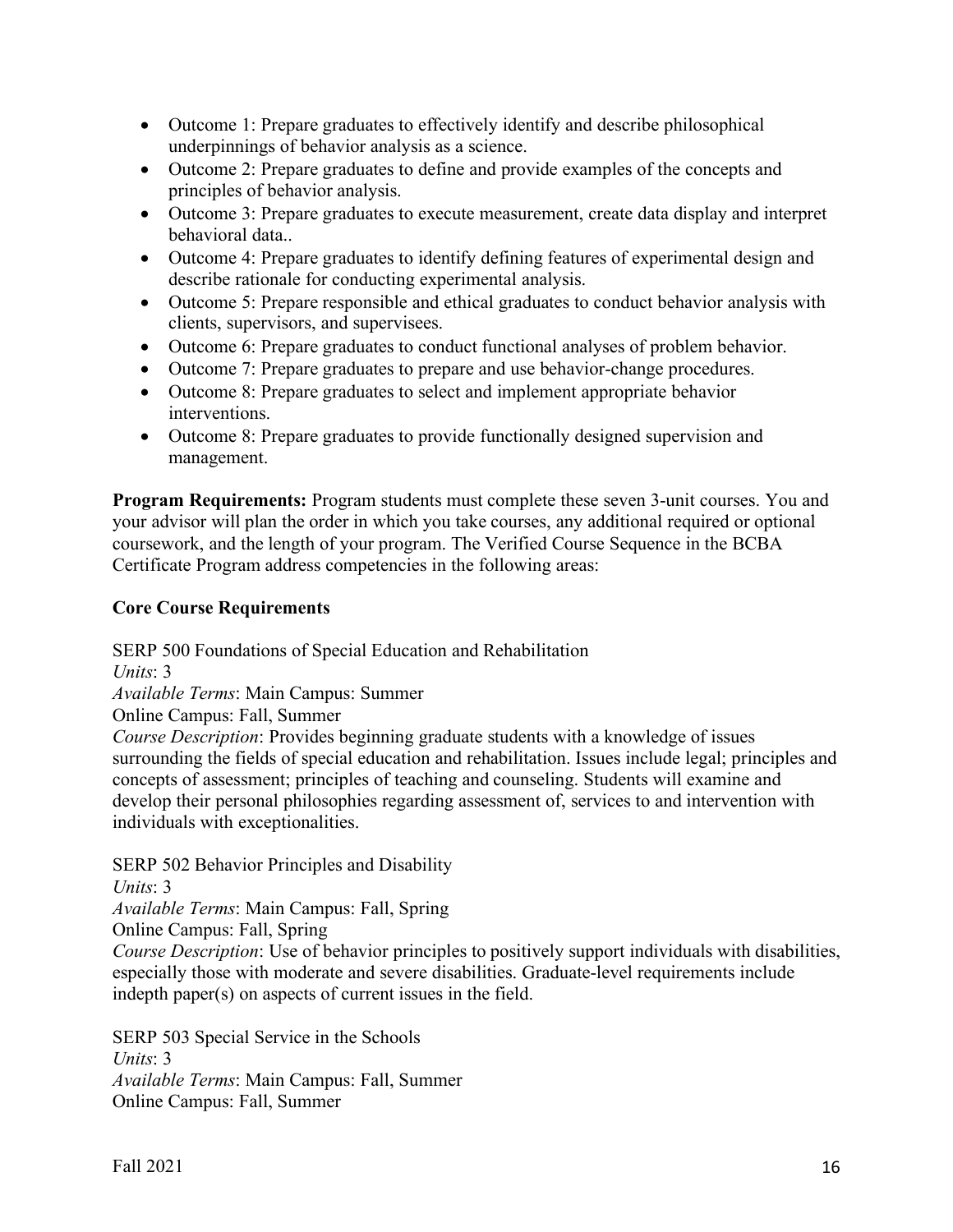- Outcome 1: Prepare graduates to effectively identify and describe philosophical underpinnings of behavior analysis as a science.
- Outcome 2: Prepare graduates to define and provide examples of the concepts and principles of behavior analysis.
- Outcome 3: Prepare graduates to execute measurement, create data display and interpret behavioral data..
- Outcome 4: Prepare graduates to identify defining features of experimental design and describe rationale for conducting experimental analysis.
- Outcome 5: Prepare responsible and ethical graduates to conduct behavior analysis with clients, supervisors, and supervisees.
- Outcome 6: Prepare graduates to conduct functional analyses of problem behavior.
- Outcome 7: Prepare graduates to prepare and use behavior-change procedures.
- Outcome 8: Prepare graduates to select and implement appropriate behavior interventions.
- Outcome 8: Prepare graduates to provide functionally designed supervision and management.

**Program Requirements:** Program students must complete these seven 3-unit courses. You and your advisor will plan the order in which you take courses, any additional required or optional coursework, and the length of your program. The Verified Course Sequence in the BCBA Certificate Program address competencies in the following areas:

**Core Course Requirements**

SERP 500 Foundations of Special Education and Rehabilitation
*Units*: 3
*Available Terms*: Main Campus: Summer
Online Campus: Fall, Summer
*Course Description*: Provides beginning graduate students with a knowledge of issues surrounding the fields of special education and rehabilitation. Issues include legal; principles and concepts of assessment; principles of teaching and counseling. Students will examine and develop their personal philosophies regarding assessment of, services to and intervention with individuals with exceptionalities.

SERP 502 Behavior Principles and Disability
*Units*: 3
*Available Terms*: Main Campus: Fall, Spring
Online Campus: Fall, Spring
*Course Description*: Use of behavior principles to positively support individuals with disabilities, especially those with moderate and severe disabilities. Graduate-level requirements include indepth paper(s) on aspects of current issues in the field.

SERP 503 Special Service in the Schools
*Units*: 3
*Available Terms*: Main Campus: Fall, Summer
Online Campus: Fall, Summer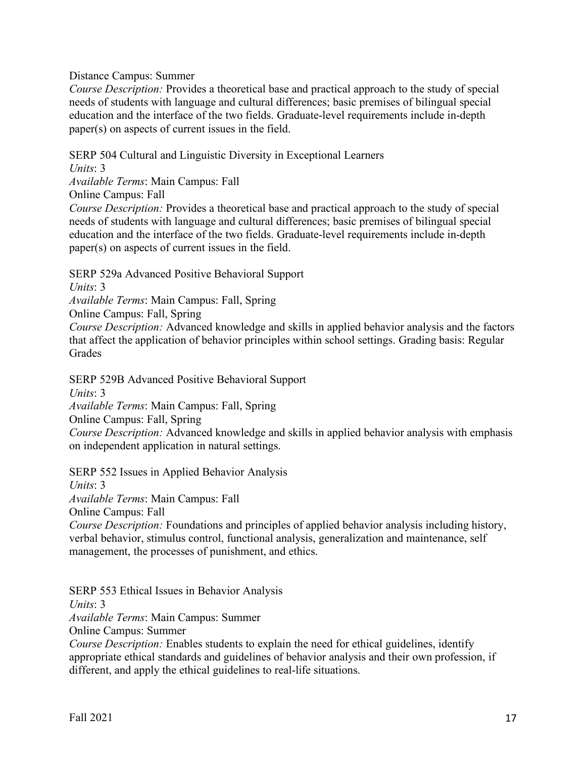Distance Campus: Summer

*Course Description:* Provides a theoretical base and practical approach to the study of special needs of students with language and cultural differences; basic premises of bilingual special education and the interface of the two fields. Graduate-level requirements include in-depth paper(s) on aspects of current issues in the field.

SERP 504 Cultural and Linguistic Diversity in Exceptional Learners
*Units*: 3
*Available Terms*: Main Campus: Fall
Online Campus: Fall
*Course Description:* Provides a theoretical base and practical approach to the study of special needs of students with language and cultural differences; basic premises of bilingual special education and the interface of the two fields. Graduate-level requirements include in-depth paper(s) on aspects of current issues in the field.

SERP 529a Advanced Positive Behavioral Support
*Units*: 3
*Available Terms*: Main Campus: Fall, Spring
Online Campus: Fall, Spring
*Course Description:* Advanced knowledge and skills in applied behavior analysis and the factors that affect the application of behavior principles within school settings. Grading basis: Regular Grades

SERP 529B Advanced Positive Behavioral Support
*Units*: 3
*Available Terms*: Main Campus: Fall, Spring
Online Campus: Fall, Spring
*Course Description:* Advanced knowledge and skills in applied behavior analysis with emphasis on independent application in natural settings.

SERP 552 Issues in Applied Behavior Analysis
*Units*: 3
*Available Terms*: Main Campus: Fall
Online Campus: Fall
*Course Description:* Foundations and principles of applied behavior analysis including history, verbal behavior, stimulus control, functional analysis, generalization and maintenance, self management, the processes of punishment, and ethics.

SERP 553 Ethical Issues in Behavior Analysis
*Units*: 3
*Available Terms*: Main Campus: Summer
Online Campus: Summer
*Course Description:* Enables students to explain the need for ethical guidelines, identify appropriate ethical standards and guidelines of behavior analysis and their own profession, if different, and apply the ethical guidelines to real-life situations.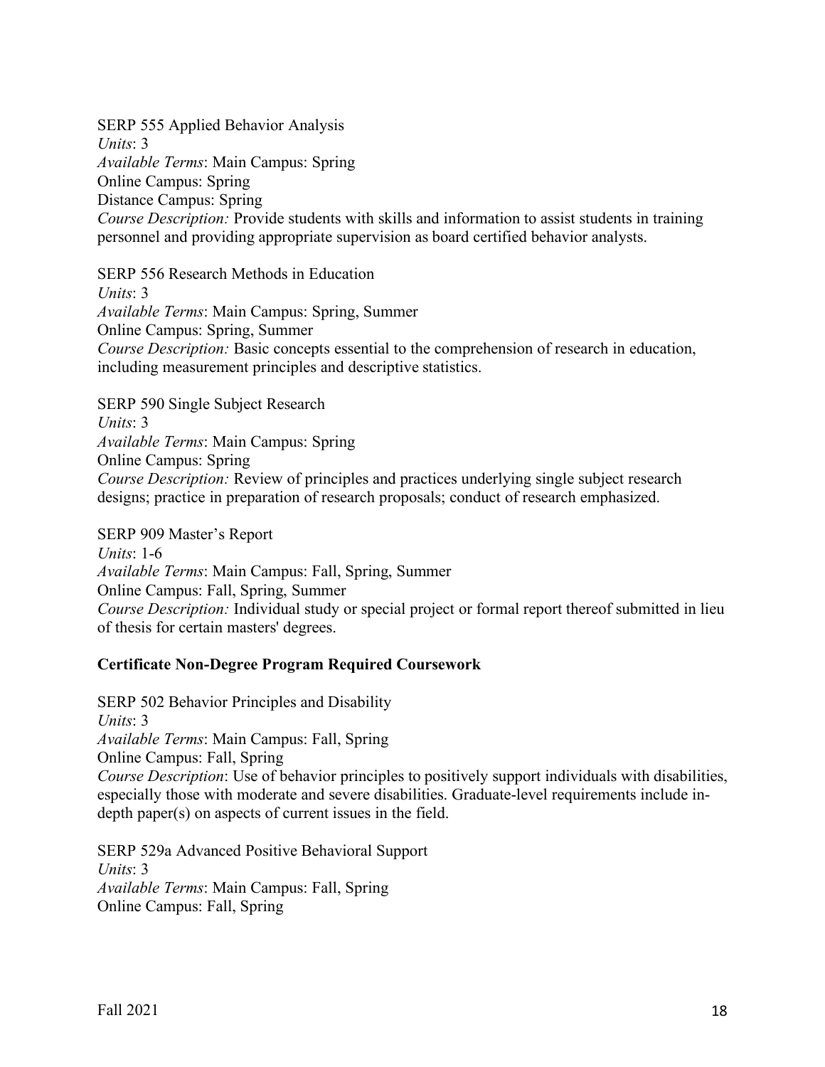SERP 555 Applied Behavior Analysis
*Units*: 3
*Available Terms*: Main Campus: Spring
Online Campus: Spring
Distance Campus: Spring
*Course Description:* Provide students with skills and information to assist students in training personnel and providing appropriate supervision as board certified behavior analysts.

SERP 556 Research Methods in Education
*Units*: 3
*Available Terms*: Main Campus: Spring, Summer
Online Campus: Spring, Summer
*Course Description:* Basic concepts essential to the comprehension of research in education, including measurement principles and descriptive statistics.

SERP 590 Single Subject Research
*Units*: 3
*Available Terms*: Main Campus: Spring
Online Campus: Spring
*Course Description:* Review of principles and practices underlying single subject research designs; practice in preparation of research proposals; conduct of research emphasized.

SERP 909 Master's Report
*Units*: 1-6
*Available Terms*: Main Campus: Fall, Spring, Summer
Online Campus: Fall, Spring, Summer
*Course Description:* Individual study or special project or formal report thereof submitted in lieu of thesis for certain masters' degrees.

**Certificate Non-Degree Program Required Coursework**

SERP 502 Behavior Principles and Disability
*Units*: 3
*Available Terms*: Main Campus: Fall, Spring
Online Campus: Fall, Spring
*Course Description*: Use of behavior principles to positively support individuals with disabilities, especially those with moderate and severe disabilities. Graduate-level requirements include in-depth paper(s) on aspects of current issues in the field.

SERP 529a Advanced Positive Behavioral Support
*Units*: 3
*Available Terms*: Main Campus: Fall, Spring
Online Campus: Fall, Spring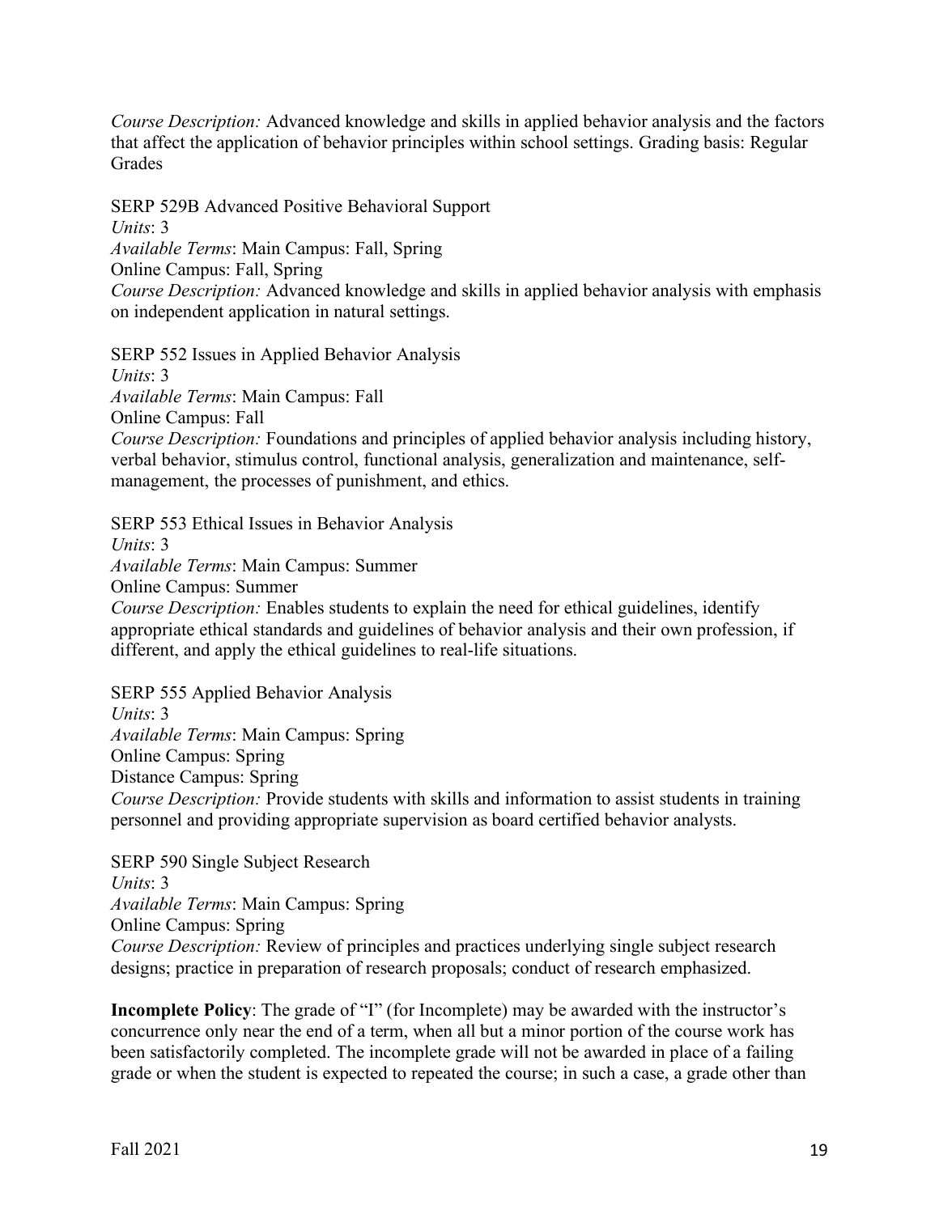*Course Description:* Advanced knowledge and skills in applied behavior analysis and the factors that affect the application of behavior principles within school settings. Grading basis: Regular Grades

SERP 529B Advanced Positive Behavioral Support
*Units*: 3
*Available Terms*: Main Campus: Fall, Spring
Online Campus: Fall, Spring
*Course Description:* Advanced knowledge and skills in applied behavior analysis with emphasis on independent application in natural settings.

SERP 552 Issues in Applied Behavior Analysis
*Units*: 3
*Available Terms*: Main Campus: Fall
Online Campus: Fall
*Course Description:* Foundations and principles of applied behavior analysis including history, verbal behavior, stimulus control, functional analysis, generalization and maintenance, self-management, the processes of punishment, and ethics.

SERP 553 Ethical Issues in Behavior Analysis
*Units*: 3
*Available Terms*: Main Campus: Summer
Online Campus: Summer
*Course Description:* Enables students to explain the need for ethical guidelines, identify appropriate ethical standards and guidelines of behavior analysis and their own profession, if different, and apply the ethical guidelines to real-life situations.

SERP 555 Applied Behavior Analysis
*Units*: 3
*Available Terms*: Main Campus: Spring
Online Campus: Spring
Distance Campus: Spring
*Course Description:* Provide students with skills and information to assist students in training personnel and providing appropriate supervision as board certified behavior analysts.

SERP 590 Single Subject Research
*Units*: 3
*Available Terms*: Main Campus: Spring
Online Campus: Spring
*Course Description:* Review of principles and practices underlying single subject research designs; practice in preparation of research proposals; conduct of research emphasized.

**Incomplete Policy**: The grade of "I" (for Incomplete) may be awarded with the instructor's concurrence only near the end of a term, when all but a minor portion of the course work has been satisfactorily completed. The incomplete grade will not be awarded in place of a failing grade or when the student is expected to repeated the course; in such a case, a grade other than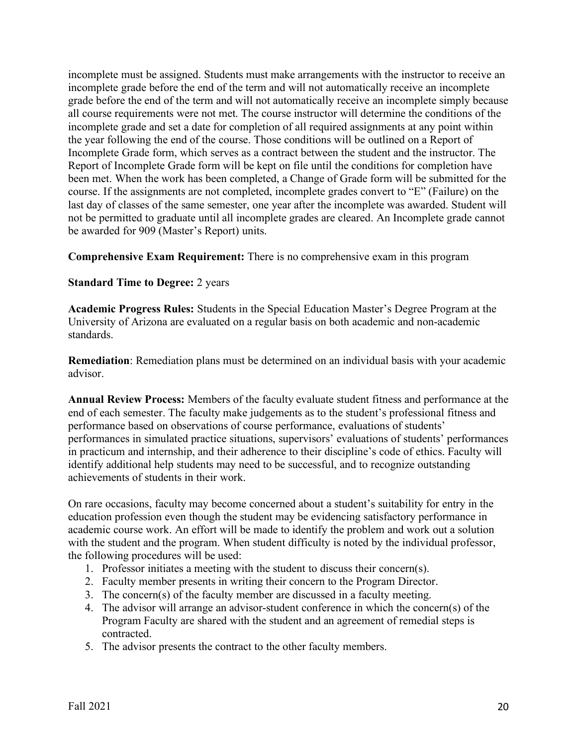incomplete must be assigned. Students must make arrangements with the instructor to receive an incomplete grade before the end of the term and will not automatically receive an incomplete grade before the end of the term and will not automatically receive an incomplete simply because all course requirements were not met. The course instructor will determine the conditions of the incomplete grade and set a date for completion of all required assignments at any point within the year following the end of the course. Those conditions will be outlined on a Report of Incomplete Grade form, which serves as a contract between the student and the instructor. The Report of Incomplete Grade form will be kept on file until the conditions for completion have been met. When the work has been completed, a Change of Grade form will be submitted for the course. If the assignments are not completed, incomplete grades convert to "E" (Failure) on the last day of classes of the same semester, one year after the incomplete was awarded. Student will not be permitted to graduate until all incomplete grades are cleared. An Incomplete grade cannot be awarded for 909 (Master's Report) units.

**Comprehensive Exam Requirement:** There is no comprehensive exam in this program

**Standard Time to Degree:** 2 years

**Academic Progress Rules:** Students in the Special Education Master's Degree Program at the University of Arizona are evaluated on a regular basis on both academic and non-academic standards.

**Remediation**: Remediation plans must be determined on an individual basis with your academic advisor.

**Annual Review Process:** Members of the faculty evaluate student fitness and performance at the end of each semester. The faculty make judgements as to the student's professional fitness and performance based on observations of course performance, evaluations of students' performances in simulated practice situations, supervisors' evaluations of students' performances in practicum and internship, and their adherence to their discipline's code of ethics. Faculty will identify additional help students may need to be successful, and to recognize outstanding achievements of students in their work.

On rare occasions, faculty may become concerned about a student's suitability for entry in the education profession even though the student may be evidencing satisfactory performance in academic course work. An effort will be made to identify the problem and work out a solution with the student and the program. When student difficulty is noted by the individual professor, the following procedures will be used:

1. Professor initiates a meeting with the student to discuss their concern(s).
2. Faculty member presents in writing their concern to the Program Director.
3. The concern(s) of the faculty member are discussed in a faculty meeting.
4. The advisor will arrange an advisor-student conference in which the concern(s) of the Program Faculty are shared with the student and an agreement of remedial steps is contracted.
5. The advisor presents the contract to the other faculty members.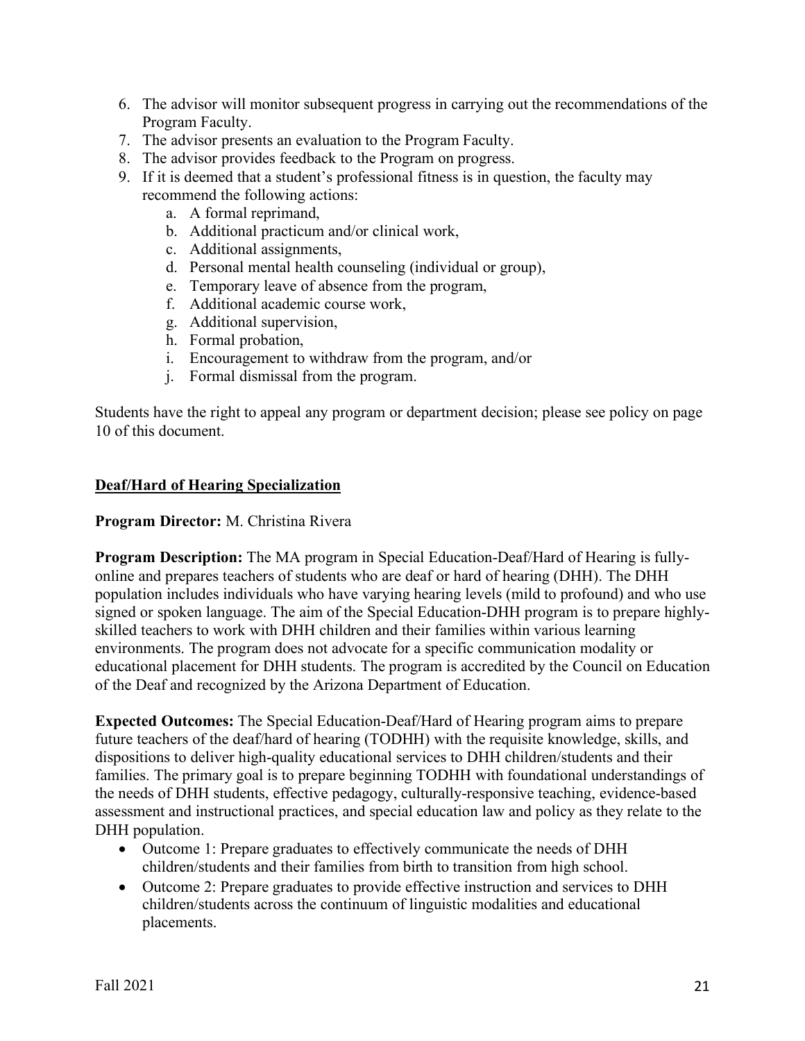6. The advisor will monitor subsequent progress in carrying out the recommendations of the Program Faculty.
7. The advisor presents an evaluation to the Program Faculty.
8. The advisor provides feedback to the Program on progress.
9. If it is deemed that a student's professional fitness is in question, the faculty may recommend the following actions:
   a. A formal reprimand,
   b. Additional practicum and/or clinical work,
   c. Additional assignments,
   d. Personal mental health counseling (individual or group),
   e. Temporary leave of absence from the program,
   f. Additional academic course work,
   g. Additional supervision,
   h. Formal probation,
   i. Encouragement to withdraw from the program, and/or
   j. Formal dismissal from the program.

Students have the right to appeal any program or department decision; please see policy on page 10 of this document.

## Deaf/Hard of Hearing Specialization

**Program Director:** M. Christina Rivera

**Program Description:** The MA program in Special Education-Deaf/Hard of Hearing is fully-online and prepares teachers of students who are deaf or hard of hearing (DHH). The DHH population includes individuals who have varying hearing levels (mild to profound) and who use signed or spoken language. The aim of the Special Education-DHH program is to prepare highly-skilled teachers to work with DHH children and their families within various learning environments. The program does not advocate for a specific communication modality or educational placement for DHH students. The program is accredited by the Council on Education of the Deaf and recognized by the Arizona Department of Education.

**Expected Outcomes:** The Special Education-Deaf/Hard of Hearing program aims to prepare future teachers of the deaf/hard of hearing (TODHH) with the requisite knowledge, skills, and dispositions to deliver high-quality educational services to DHH children/students and their families. The primary goal is to prepare beginning TODHH with foundational understandings of the needs of DHH students, effective pedagogy, culturally-responsive teaching, evidence-based assessment and instructional practices, and special education law and policy as they relate to the DHH population.

- Outcome 1: Prepare graduates to effectively communicate the needs of DHH children/students and their families from birth to transition from high school.
- Outcome 2: Prepare graduates to provide effective instruction and services to DHH children/students across the continuum of linguistic modalities and educational placements.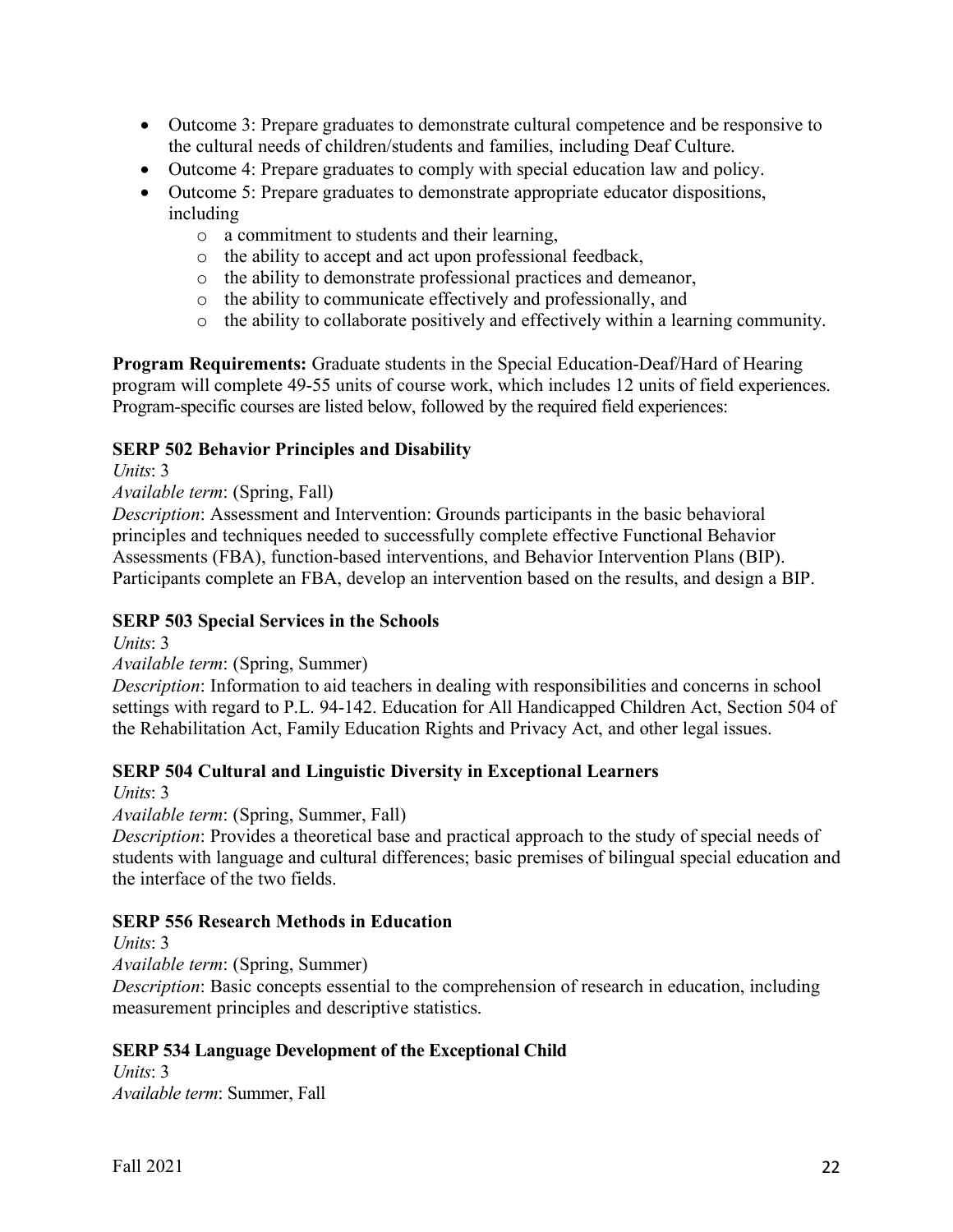- Outcome 3: Prepare graduates to demonstrate cultural competence and be responsive to the cultural needs of children/students and families, including Deaf Culture.
- Outcome 4: Prepare graduates to comply with special education law and policy.
- Outcome 5: Prepare graduates to demonstrate appropriate educator dispositions, including
  - a commitment to students and their learning,
  - the ability to accept and act upon professional feedback,
  - the ability to demonstrate professional practices and demeanor,
  - the ability to communicate effectively and professionally, and
  - the ability to collaborate positively and effectively within a learning community.

**Program Requirements:** Graduate students in the Special Education-Deaf/Hard of Hearing program will complete 49-55 units of course work, which includes 12 units of field experiences. Program-specific courses are listed below, followed by the required field experiences:

**SERP 502 Behavior Principles and Disability**

*Units*: 3

*Available term*: (Spring, Fall)

*Description*: Assessment and Intervention: Grounds participants in the basic behavioral principles and techniques needed to successfully complete effective Functional Behavior Assessments (FBA), function-based interventions, and Behavior Intervention Plans (BIP). Participants complete an FBA, develop an intervention based on the results, and design a BIP.

**SERP 503 Special Services in the Schools**

*Units*: 3

*Available term*: (Spring, Summer)

*Description*: Information to aid teachers in dealing with responsibilities and concerns in school settings with regard to P.L. 94-142. Education for All Handicapped Children Act, Section 504 of the Rehabilitation Act, Family Education Rights and Privacy Act, and other legal issues.

**SERP 504 Cultural and Linguistic Diversity in Exceptional Learners**

*Units*: 3

*Available term*: (Spring, Summer, Fall)

*Description*: Provides a theoretical base and practical approach to the study of special needs of students with language and cultural differences; basic premises of bilingual special education and the interface of the two fields.

**SERP 556 Research Methods in Education**

*Units*: 3

*Available term*: (Spring, Summer)

*Description*: Basic concepts essential to the comprehension of research in education, including measurement principles and descriptive statistics.

**SERP 534 Language Development of the Exceptional Child**

*Units*: 3

*Available term*: Summer, Fall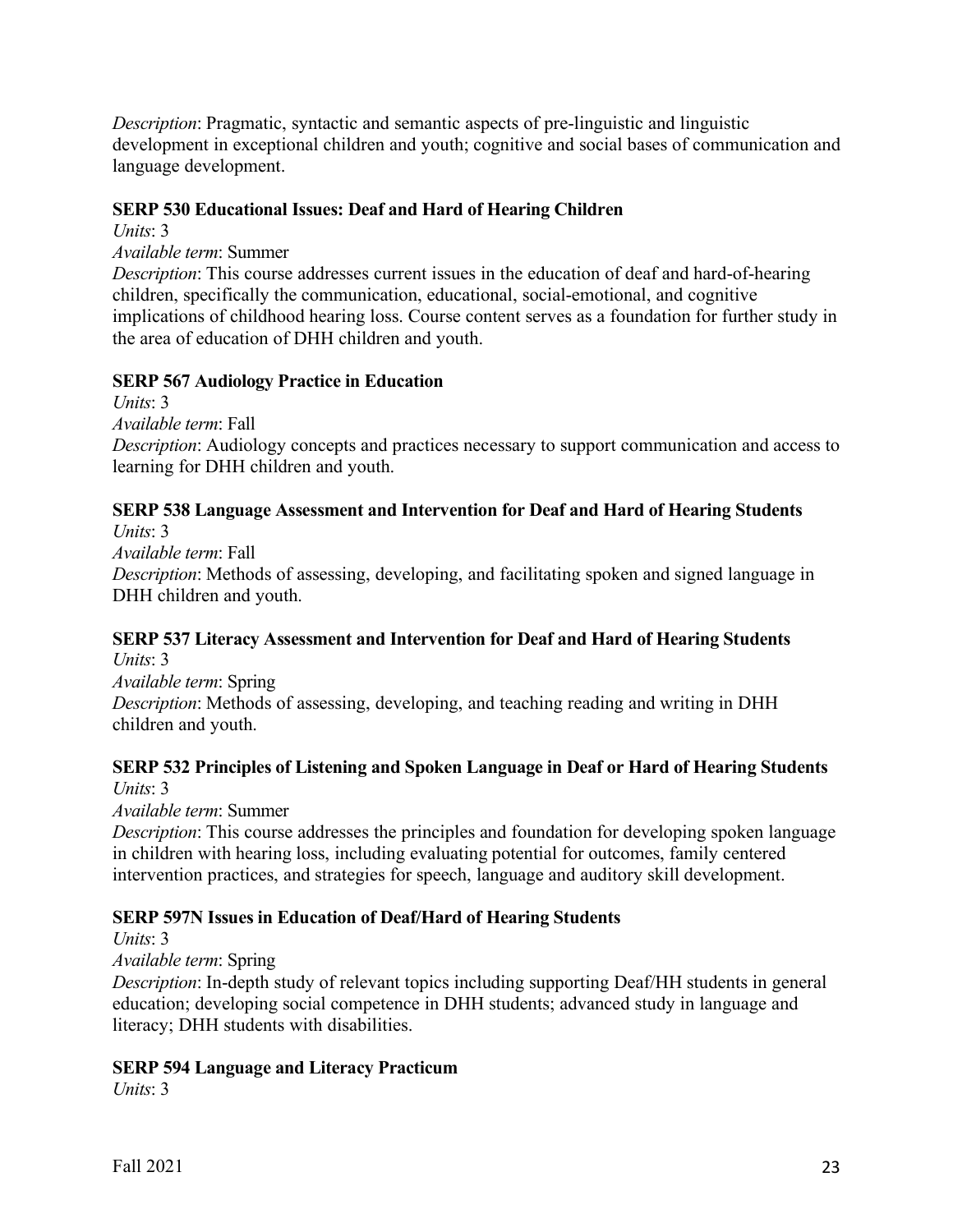*Description*: Pragmatic, syntactic and semantic aspects of pre-linguistic and linguistic development in exceptional children and youth; cognitive and social bases of communication and language development.

**SERP 530 Educational Issues: Deaf and Hard of Hearing Children**

*Units*: 3

*Available term*: Summer

*Description*: This course addresses current issues in the education of deaf and hard-of-hearing children, specifically the communication, educational, social-emotional, and cognitive implications of childhood hearing loss. Course content serves as a foundation for further study in the area of education of DHH children and youth.

**SERP 567 Audiology Practice in Education**

*Units*: 3

*Available term*: Fall

*Description*: Audiology concepts and practices necessary to support communication and access to learning for DHH children and youth.

**SERP 538 Language Assessment and Intervention for Deaf and Hard of Hearing Students**

*Units*: 3

*Available term*: Fall

*Description*: Methods of assessing, developing, and facilitating spoken and signed language in DHH children and youth.

**SERP 537 Literacy Assessment and Intervention for Deaf and Hard of Hearing Students**

*Units*: 3

*Available term*: Spring

*Description*: Methods of assessing, developing, and teaching reading and writing in DHH children and youth.

**SERP 532 Principles of Listening and Spoken Language in Deaf or Hard of Hearing Students**

*Units*: 3

*Available term*: Summer

*Description*: This course addresses the principles and foundation for developing spoken language in children with hearing loss, including evaluating potential for outcomes, family centered intervention practices, and strategies for speech, language and auditory skill development.

**SERP 597N Issues in Education of Deaf/Hard of Hearing Students**

*Units*: 3

*Available term*: Spring

*Description*: In-depth study of relevant topics including supporting Deaf/HH students in general education; developing social competence in DHH students; advanced study in language and literacy; DHH students with disabilities.

**SERP 594 Language and Literacy Practicum**

*Units*: 3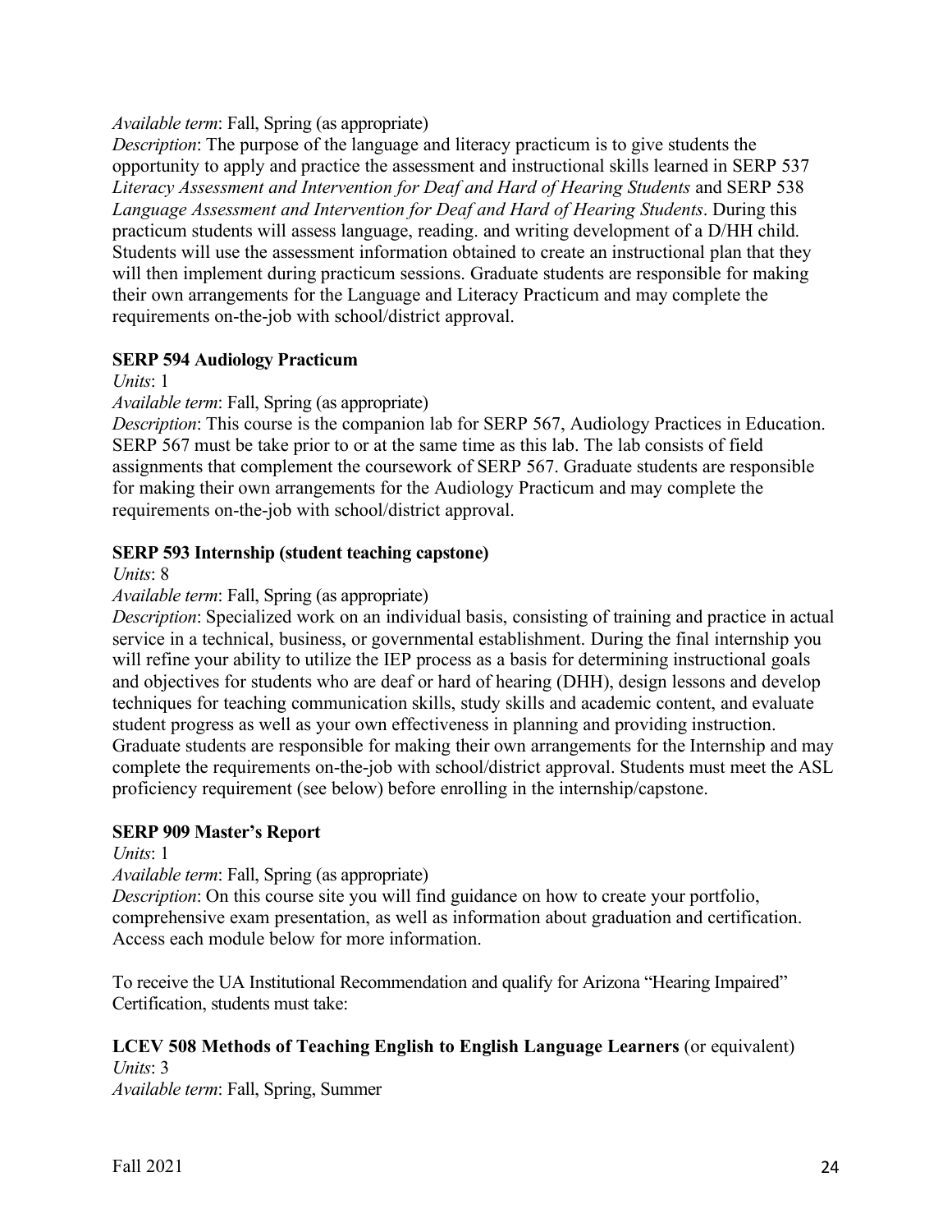*Available term*: Fall, Spring (as appropriate)

*Description*: The purpose of the language and literacy practicum is to give students the opportunity to apply and practice the assessment and instructional skills learned in SERP 537 *Literacy Assessment and Intervention for Deaf and Hard of Hearing Students* and SERP 538 *Language Assessment and Intervention for Deaf and Hard of Hearing Students*. During this practicum students will assess language, reading. and writing development of a D/HH child. Students will use the assessment information obtained to create an instructional plan that they will then implement during practicum sessions. Graduate students are responsible for making their own arrangements for the Language and Literacy Practicum and may complete the requirements on-the-job with school/district approval.

**SERP 594 Audiology Practicum**

*Units*: 1

*Available term*: Fall, Spring (as appropriate)

*Description*: This course is the companion lab for SERP 567, Audiology Practices in Education. SERP 567 must be take prior to or at the same time as this lab. The lab consists of field assignments that complement the coursework of SERP 567. Graduate students are responsible for making their own arrangements for the Audiology Practicum and may complete the requirements on-the-job with school/district approval.

**SERP 593 Internship (student teaching capstone)**

*Units*: 8

*Available term*: Fall, Spring (as appropriate)

*Description*: Specialized work on an individual basis, consisting of training and practice in actual service in a technical, business, or governmental establishment. During the final internship you will refine your ability to utilize the IEP process as a basis for determining instructional goals and objectives for students who are deaf or hard of hearing (DHH), design lessons and develop techniques for teaching communication skills, study skills and academic content, and evaluate student progress as well as your own effectiveness in planning and providing instruction. Graduate students are responsible for making their own arrangements for the Internship and may complete the requirements on-the-job with school/district approval. Students must meet the ASL proficiency requirement (see below) before enrolling in the internship/capstone.

**SERP 909 Master's Report**

*Units*: 1

*Available term*: Fall, Spring (as appropriate)

*Description*: On this course site you will find guidance on how to create your portfolio, comprehensive exam presentation, as well as information about graduation and certification. Access each module below for more information.

To receive the UA Institutional Recommendation and qualify for Arizona "Hearing Impaired" Certification, students must take:

**LCEV 508 Methods of Teaching English to English Language Learners** (or equivalent)

*Units*: 3

*Available term*: Fall, Spring, Summer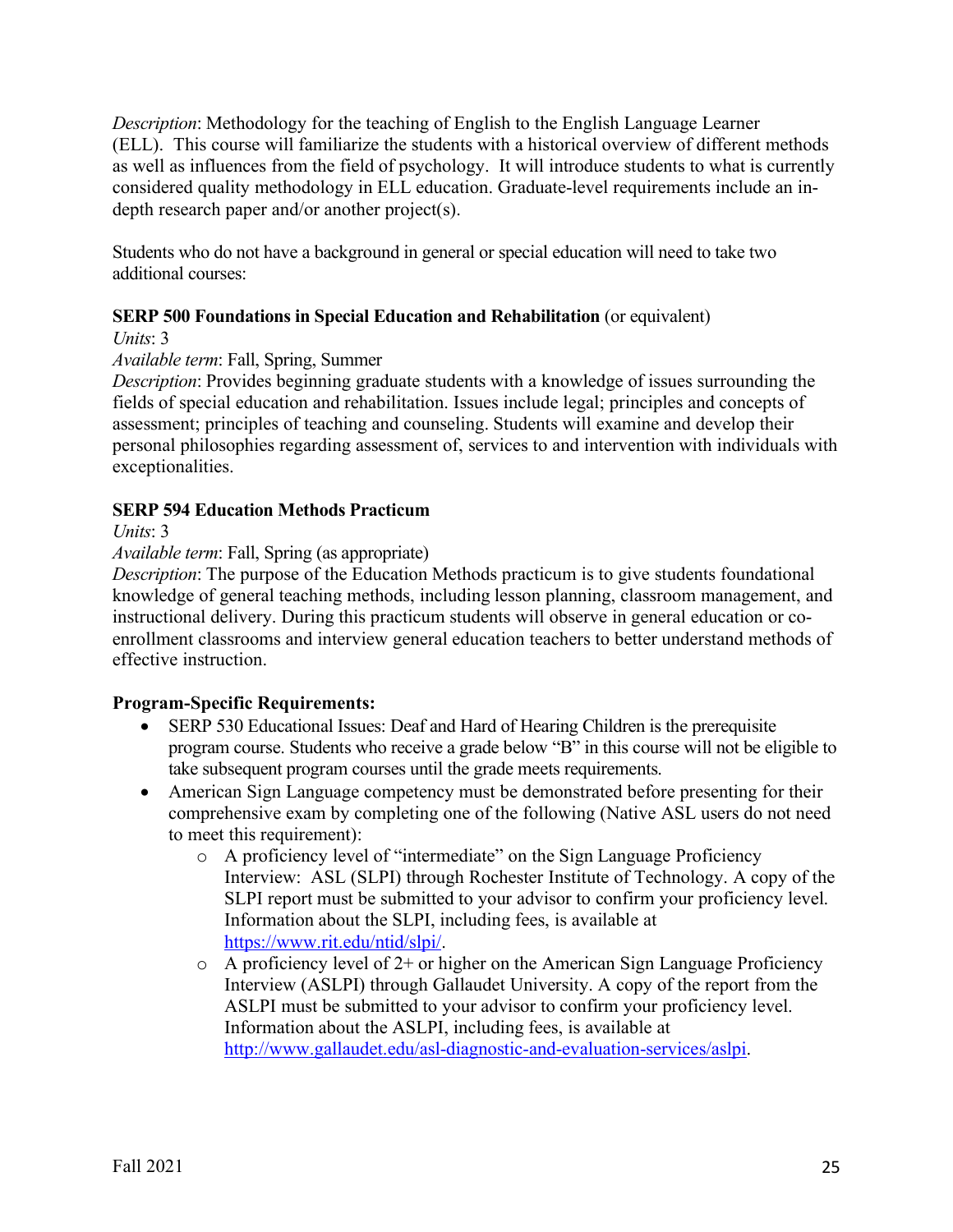*Description*: Methodology for the teaching of English to the English Language Learner (ELL). This course will familiarize the students with a historical overview of different methods as well as influences from the field of psychology. It will introduce students to what is currently considered quality methodology in ELL education. Graduate-level requirements include an in-depth research paper and/or another project(s).

Students who do not have a background in general or special education will need to take two additional courses:

**SERP 500 Foundations in Special Education and Rehabilitation** (or equivalent)
*Units*: 3
*Available term*: Fall, Spring, Summer
*Description*: Provides beginning graduate students with a knowledge of issues surrounding the fields of special education and rehabilitation. Issues include legal; principles and concepts of assessment; principles of teaching and counseling. Students will examine and develop their personal philosophies regarding assessment of, services to and intervention with individuals with exceptionalities.

**SERP 594 Education Methods Practicum**
*Units*: 3
*Available term*: Fall, Spring (as appropriate)
*Description*: The purpose of the Education Methods practicum is to give students foundational knowledge of general teaching methods, including lesson planning, classroom management, and instructional delivery. During this practicum students will observe in general education or co-enrollment classrooms and interview general education teachers to better understand methods of effective instruction.

**Program-Specific Requirements:**

- SERP 530 Educational Issues: Deaf and Hard of Hearing Children is the prerequisite program course. Students who receive a grade below "B" in this course will not be eligible to take subsequent program courses until the grade meets requirements.
- American Sign Language competency must be demonstrated before presenting for their comprehensive exam by completing one of the following (Native ASL users do not need to meet this requirement):
  - A proficiency level of "intermediate" on the Sign Language Proficiency Interview: ASL (SLPI) through Rochester Institute of Technology. A copy of the SLPI report must be submitted to your advisor to confirm your proficiency level. Information about the SLPI, including fees, is available at https://www.rit.edu/ntid/slpi/.
  - A proficiency level of 2+ or higher on the American Sign Language Proficiency Interview (ASLPI) through Gallaudet University. A copy of the report from the ASLPI must be submitted to your advisor to confirm your proficiency level. Information about the ASLPI, including fees, is available at http://www.gallaudet.edu/asl-diagnostic-and-evaluation-services/aslpi.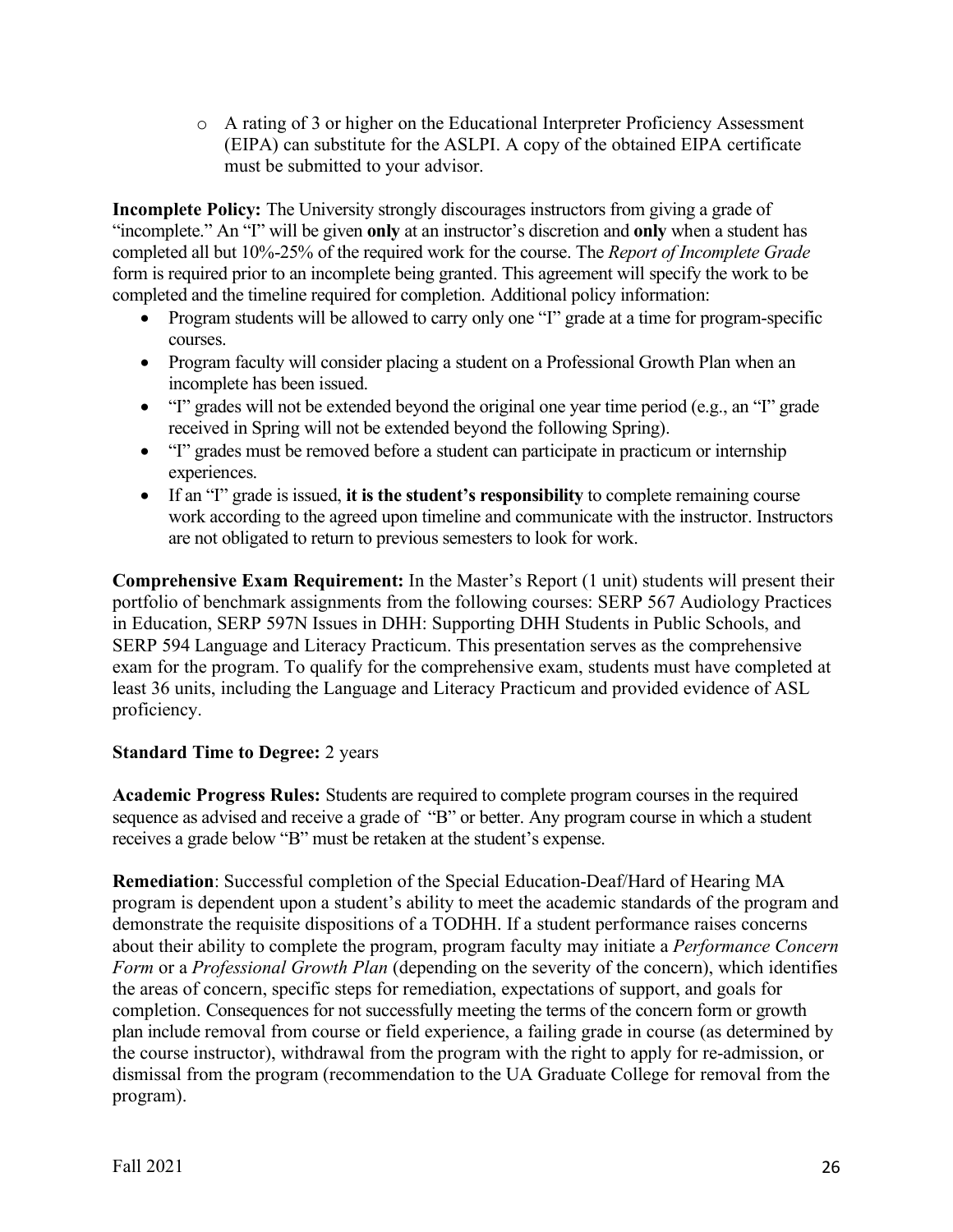- A rating of 3 or higher on the Educational Interpreter Proficiency Assessment (EIPA) can substitute for the ASLPI. A copy of the obtained EIPA certificate must be submitted to your advisor.

**Incomplete Policy:** The University strongly discourages instructors from giving a grade of "incomplete." An "I" will be given **only** at an instructor's discretion and **only** when a student has completed all but 10%-25% of the required work for the course. The *Report of Incomplete Grade* form is required prior to an incomplete being granted. This agreement will specify the work to be completed and the timeline required for completion. Additional policy information:

- Program students will be allowed to carry only one "I" grade at a time for program-specific courses.
- Program faculty will consider placing a student on a Professional Growth Plan when an incomplete has been issued.
- "I" grades will not be extended beyond the original one year time period (e.g., an "I" grade received in Spring will not be extended beyond the following Spring).
- "I" grades must be removed before a student can participate in practicum or internship experiences.
- If an "I" grade is issued, **it is the student's responsibility** to complete remaining course work according to the agreed upon timeline and communicate with the instructor. Instructors are not obligated to return to previous semesters to look for work.

**Comprehensive Exam Requirement:** In the Master's Report (1 unit) students will present their portfolio of benchmark assignments from the following courses: SERP 567 Audiology Practices in Education, SERP 597N Issues in DHH: Supporting DHH Students in Public Schools, and SERP 594 Language and Literacy Practicum. This presentation serves as the comprehensive exam for the program. To qualify for the comprehensive exam, students must have completed at least 36 units, including the Language and Literacy Practicum and provided evidence of ASL proficiency.

**Standard Time to Degree:** 2 years

**Academic Progress Rules:** Students are required to complete program courses in the required sequence as advised and receive a grade of "B" or better. Any program course in which a student receives a grade below "B" must be retaken at the student's expense.

**Remediation**: Successful completion of the Special Education-Deaf/Hard of Hearing MA program is dependent upon a student's ability to meet the academic standards of the program and demonstrate the requisite dispositions of a TODHH. If a student performance raises concerns about their ability to complete the program, program faculty may initiate a *Performance Concern Form* or a *Professional Growth Plan* (depending on the severity of the concern), which identifies the areas of concern, specific steps for remediation, expectations of support, and goals for completion. Consequences for not successfully meeting the terms of the concern form or growth plan include removal from course or field experience, a failing grade in course (as determined by the course instructor), withdrawal from the program with the right to apply for re-admission, or dismissal from the program (recommendation to the UA Graduate College for removal from the program).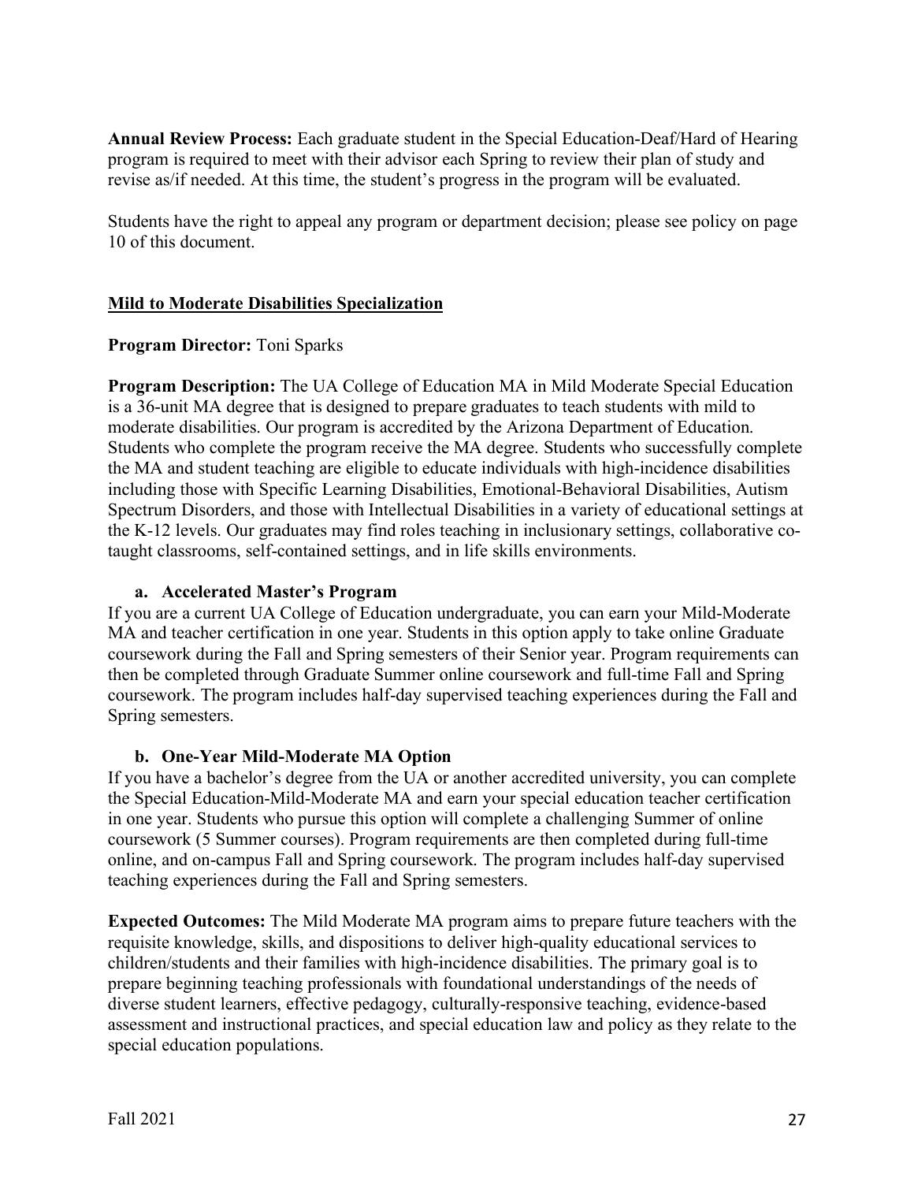**Annual Review Process:** Each graduate student in the Special Education-Deaf/Hard of Hearing program is required to meet with their advisor each Spring to review their plan of study and revise as/if needed. At this time, the student's progress in the program will be evaluated.

Students have the right to appeal any program or department decision; please see policy on page 10 of this document.

## Mild to Moderate Disabilities Specialization

**Program Director:** Toni Sparks

**Program Description:** The UA College of Education MA in Mild Moderate Special Education is a 36-unit MA degree that is designed to prepare graduates to teach students with mild to moderate disabilities. Our program is accredited by the Arizona Department of Education. Students who complete the program receive the MA degree. Students who successfully complete the MA and student teaching are eligible to educate individuals with high-incidence disabilities including those with Specific Learning Disabilities, Emotional-Behavioral Disabilities, Autism Spectrum Disorders, and those with Intellectual Disabilities in a variety of educational settings at the K-12 levels. Our graduates may find roles teaching in inclusionary settings, collaborative co-taught classrooms, self-contained settings, and in life skills environments.

### a. Accelerated Master's Program

If you are a current UA College of Education undergraduate, you can earn your Mild-Moderate MA and teacher certification in one year. Students in this option apply to take online Graduate coursework during the Fall and Spring semesters of their Senior year. Program requirements can then be completed through Graduate Summer online coursework and full-time Fall and Spring coursework. The program includes half-day supervised teaching experiences during the Fall and Spring semesters.

### b. One-Year Mild-Moderate MA Option

If you have a bachelor's degree from the UA or another accredited university, you can complete the Special Education-Mild-Moderate MA and earn your special education teacher certification in one year. Students who pursue this option will complete a challenging Summer of online coursework (5 Summer courses). Program requirements are then completed during full-time online, and on-campus Fall and Spring coursework. The program includes half-day supervised teaching experiences during the Fall and Spring semesters.

**Expected Outcomes:** The Mild Moderate MA program aims to prepare future teachers with the requisite knowledge, skills, and dispositions to deliver high-quality educational services to children/students and their families with high-incidence disabilities. The primary goal is to prepare beginning teaching professionals with foundational understandings of the needs of diverse student learners, effective pedagogy, culturally-responsive teaching, evidence-based assessment and instructional practices, and special education law and policy as they relate to the special education populations.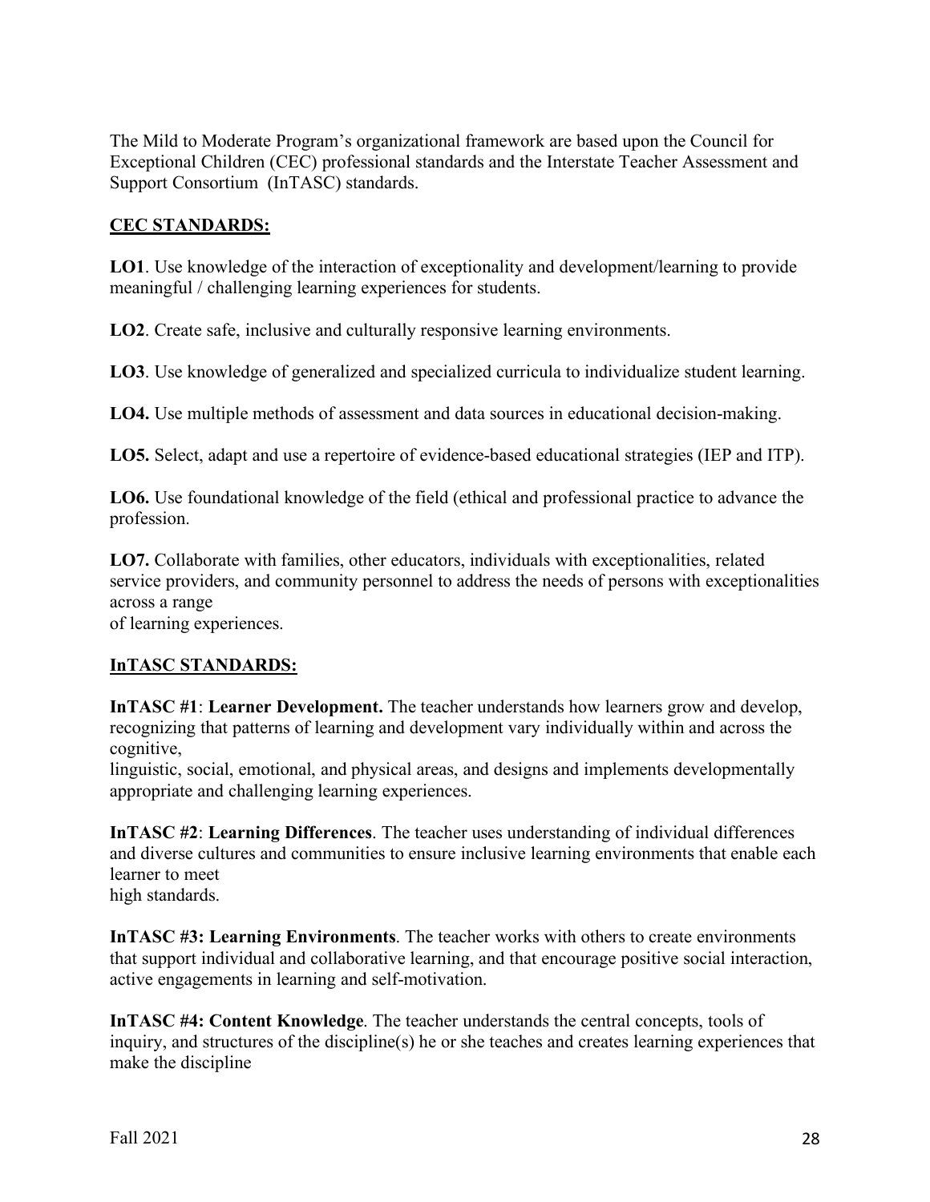The Mild to Moderate Program's organizational framework are based upon the Council for Exceptional Children (CEC) professional standards and the Interstate Teacher Assessment and Support Consortium (InTASC) standards.

**CEC STANDARDS:**

**LO1**. Use knowledge of the interaction of exceptionality and development/learning to provide meaningful / challenging learning experiences for students.

**LO2**. Create safe, inclusive and culturally responsive learning environments.

**LO3**. Use knowledge of generalized and specialized curricula to individualize student learning.

**LO4.** Use multiple methods of assessment and data sources in educational decision-making.

**LO5.** Select, adapt and use a repertoire of evidence-based educational strategies (IEP and ITP).

**LO6.** Use foundational knowledge of the field (ethical and professional practice to advance the profession.

**LO7.** Collaborate with families, other educators, individuals with exceptionalities, related service providers, and community personnel to address the needs of persons with exceptionalities across a range of learning experiences.

**InTASC STANDARDS:**

**InTASC #1**: **Learner Development.** The teacher understands how learners grow and develop, recognizing that patterns of learning and development vary individually within and across the cognitive, linguistic, social, emotional, and physical areas, and designs and implements developmentally appropriate and challenging learning experiences.

**InTASC #2**: **Learning Differences**. The teacher uses understanding of individual differences and diverse cultures and communities to ensure inclusive learning environments that enable each learner to meet high standards.

**InTASC #3: Learning Environments**. The teacher works with others to create environments that support individual and collaborative learning, and that encourage positive social interaction, active engagements in learning and self-motivation.

**InTASC #4: Content Knowledge**. The teacher understands the central concepts, tools of inquiry, and structures of the discipline(s) he or she teaches and creates learning experiences that make the discipline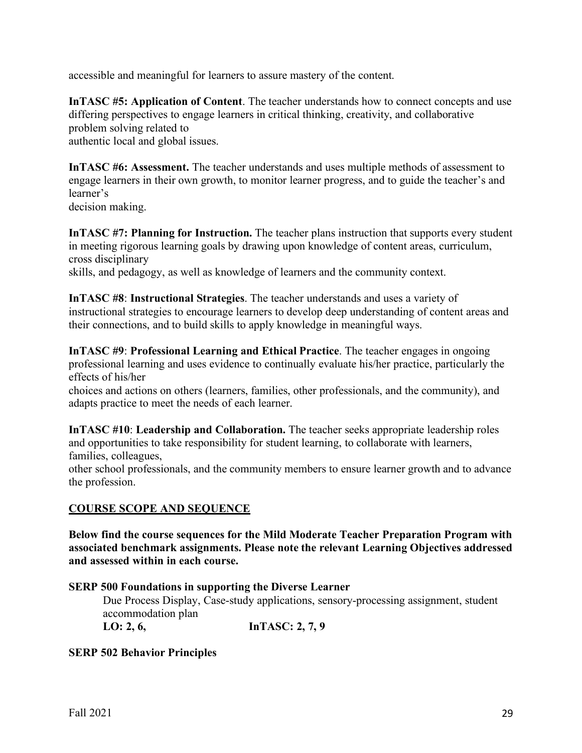accessible and meaningful for learners to assure mastery of the content.

**InTASC #5: Application of Content**. The teacher understands how to connect concepts and use differing perspectives to engage learners in critical thinking, creativity, and collaborative problem solving related to authentic local and global issues.

**InTASC #6: Assessment.** The teacher understands and uses multiple methods of assessment to engage learners in their own growth, to monitor learner progress, and to guide the teacher's and learner's decision making.

**InTASC #7: Planning for Instruction.** The teacher plans instruction that supports every student in meeting rigorous learning goals by drawing upon knowledge of content areas, curriculum, cross disciplinary skills, and pedagogy, as well as knowledge of learners and the community context.

**InTASC #8**: **Instructional Strategies**. The teacher understands and uses a variety of instructional strategies to encourage learners to develop deep understanding of content areas and their connections, and to build skills to apply knowledge in meaningful ways.

**InTASC #9**: **Professional Learning and Ethical Practice**. The teacher engages in ongoing professional learning and uses evidence to continually evaluate his/her practice, particularly the effects of his/her choices and actions on others (learners, families, other professionals, and the community), and adapts practice to meet the needs of each learner.

**InTASC #10**: **Leadership and Collaboration.** The teacher seeks appropriate leadership roles and opportunities to take responsibility for student learning, to collaborate with learners, families, colleagues, other school professionals, and the community members to ensure learner growth and to advance the profession.

## COURSE SCOPE AND SEQUENCE

**Below find the course sequences for the Mild Moderate Teacher Preparation Program with associated benchmark assignments. Please note the relevant Learning Objectives addressed and assessed within in each course.**

**SERP 500 Foundations in supporting the Diverse Learner**

Due Process Display, Case-study applications, sensory-processing assignment, student accommodation plan

**LO: 2, 6,** **InTASC: 2, 7, 9**

**SERP 502 Behavior Principles**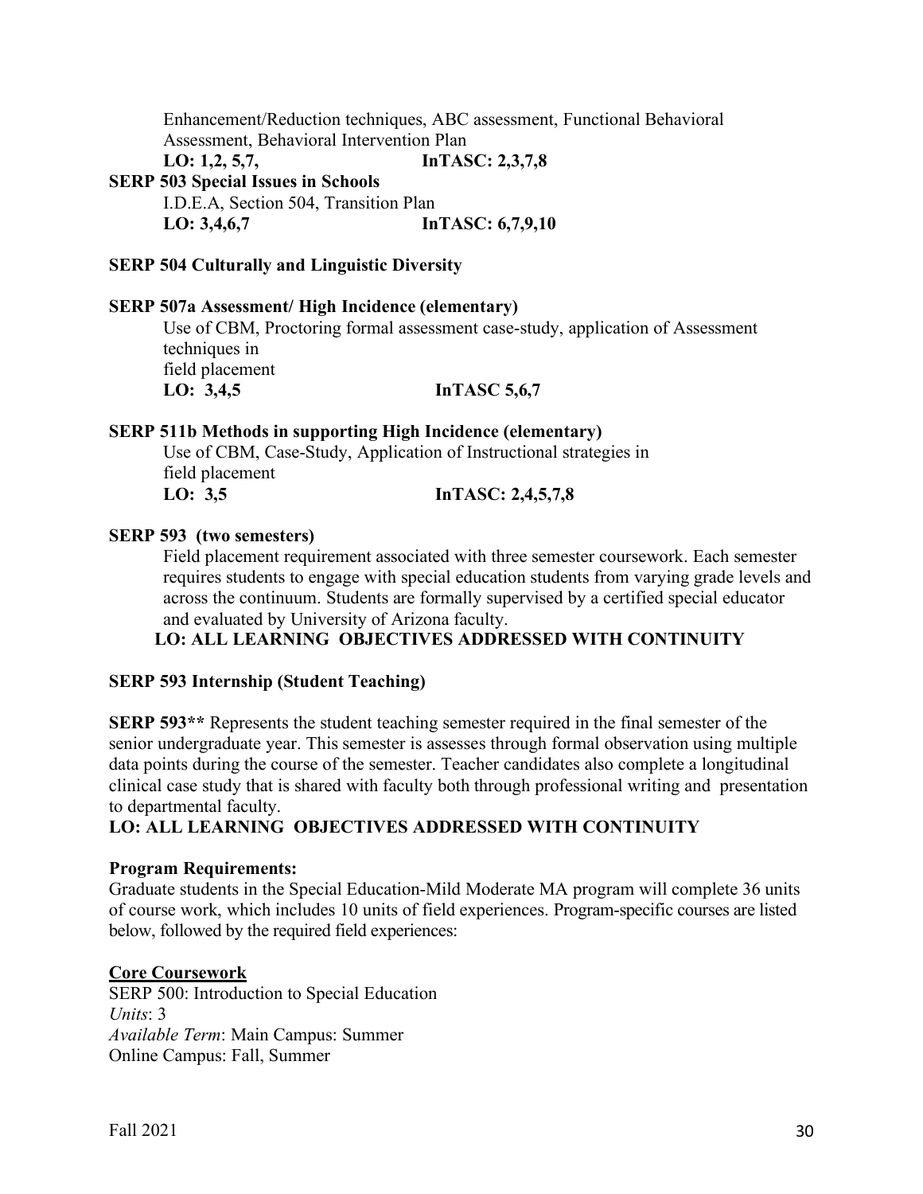Enhancement/Reduction techniques, ABC assessment, Functional Behavioral Assessment, Behavioral Intervention Plan

**LO: 1,2, 5,7,** **InTASC: 2,3,7,8**

**SERP 503 Special Issues in Schools**

I.D.E.A, Section 504, Transition Plan

**LO: 3,4,6,7** **InTASC: 6,7,9,10**

**SERP 504 Culturally and Linguistic Diversity**

**SERP 507a Assessment/ High Incidence (elementary)**

Use of CBM, Proctoring formal assessment case-study, application of Assessment techniques in field placement

**LO: 3,4,5** **InTASC 5,6,7**

**SERP 511b Methods in supporting High Incidence (elementary)**

Use of CBM, Case-Study, Application of Instructional strategies in field placement

**LO: 3,5** **InTASC: 2,4,5,7,8**

**SERP 593 (two semesters)**

Field placement requirement associated with three semester coursework. Each semester requires students to engage with special education students from varying grade levels and across the continuum. Students are formally supervised by a certified special educator and evaluated by University of Arizona faculty.

**LO: ALL LEARNING OBJECTIVES ADDRESSED WITH CONTINUITY**

**SERP 593 Internship (Student Teaching)**

**SERP 593**** Represents the student teaching semester required in the final semester of the senior undergraduate year. This semester is assesses through formal observation using multiple data points during the course of the semester. Teacher candidates also complete a longitudinal clinical case study that is shared with faculty both through professional writing and presentation to departmental faculty.

**LO: ALL LEARNING OBJECTIVES ADDRESSED WITH CONTINUITY**

**Program Requirements:**

Graduate students in the Special Education-Mild Moderate MA program will complete 36 units of course work, which includes 10 units of field experiences. Program-specific courses are listed below, followed by the required field experiences:

**Core Coursework**

SERP 500: Introduction to Special Education
*Units*: 3
*Available Term*: Main Campus: Summer
Online Campus: Fall, Summer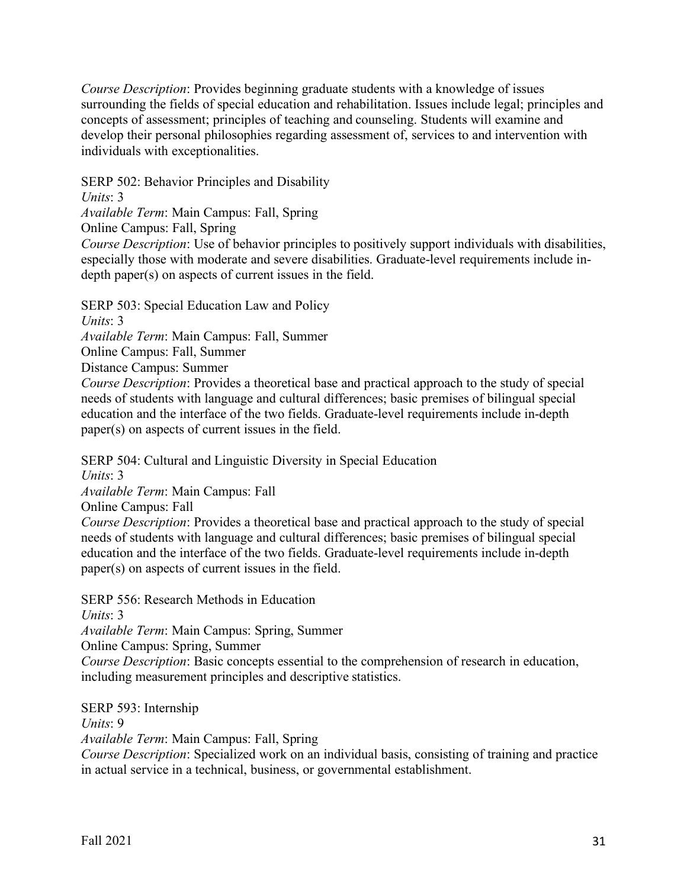*Course Description*: Provides beginning graduate students with a knowledge of issues surrounding the fields of special education and rehabilitation. Issues include legal; principles and concepts of assessment; principles of teaching and counseling. Students will examine and develop their personal philosophies regarding assessment of, services to and intervention with individuals with exceptionalities.

SERP 502: Behavior Principles and Disability
*Units*: 3
*Available Term*: Main Campus: Fall, Spring
Online Campus: Fall, Spring
*Course Description*: Use of behavior principles to positively support individuals with disabilities, especially those with moderate and severe disabilities. Graduate-level requirements include in-depth paper(s) on aspects of current issues in the field.

SERP 503: Special Education Law and Policy
*Units*: 3
*Available Term*: Main Campus: Fall, Summer
Online Campus: Fall, Summer
Distance Campus: Summer
*Course Description*: Provides a theoretical base and practical approach to the study of special needs of students with language and cultural differences; basic premises of bilingual special education and the interface of the two fields. Graduate-level requirements include in-depth paper(s) on aspects of current issues in the field.

SERP 504: Cultural and Linguistic Diversity in Special Education
*Units*: 3
*Available Term*: Main Campus: Fall
Online Campus: Fall
*Course Description*: Provides a theoretical base and practical approach to the study of special needs of students with language and cultural differences; basic premises of bilingual special education and the interface of the two fields. Graduate-level requirements include in-depth paper(s) on aspects of current issues in the field.

SERP 556: Research Methods in Education
*Units*: 3
*Available Term*: Main Campus: Spring, Summer
Online Campus: Spring, Summer
*Course Description*: Basic concepts essential to the comprehension of research in education, including measurement principles and descriptive statistics.

SERP 593: Internship
*Units*: 9
*Available Term*: Main Campus: Fall, Spring
*Course Description*: Specialized work on an individual basis, consisting of training and practice in actual service in a technical, business, or governmental establishment.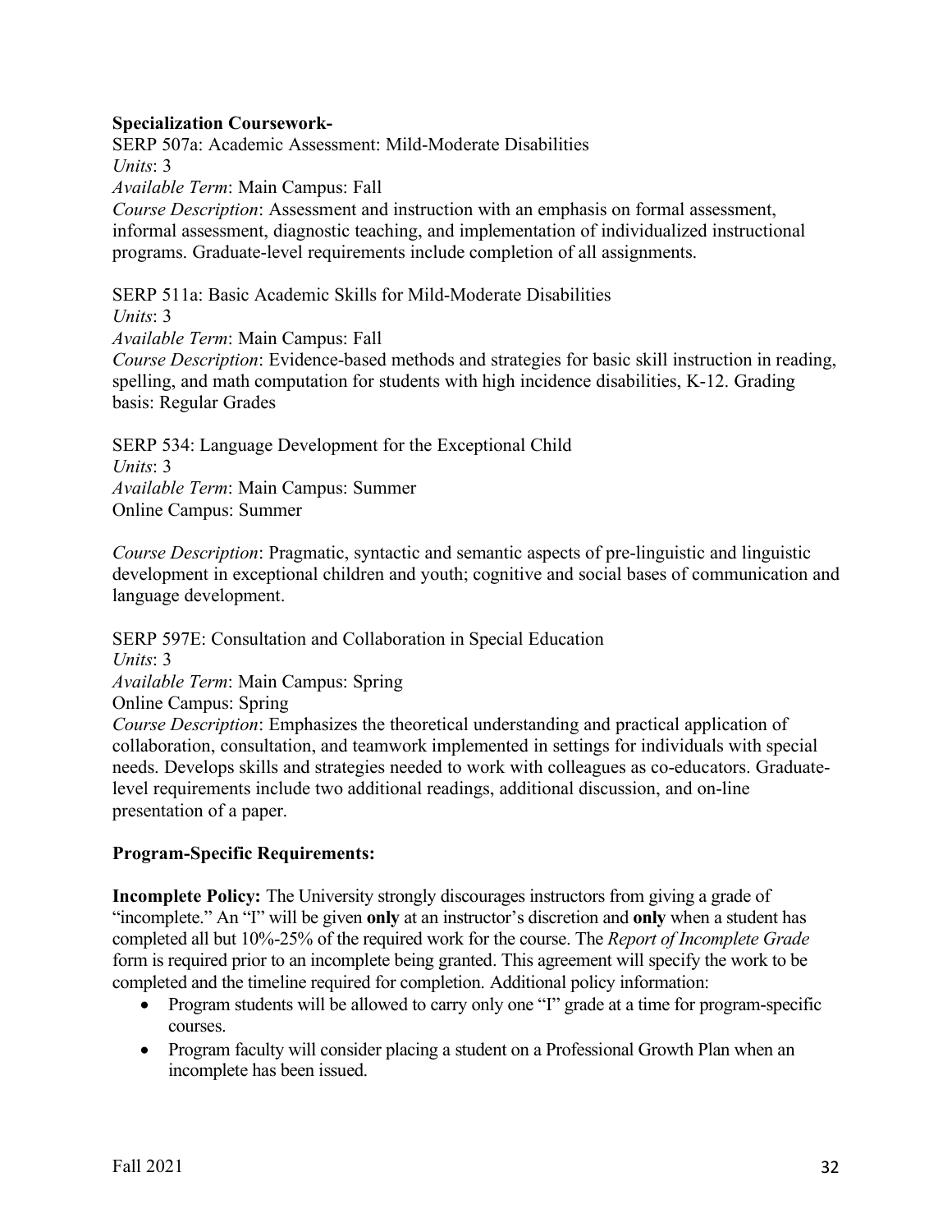**Specialization Coursework-**

SERP 507a: Academic Assessment: Mild-Moderate Disabilities
*Units*: 3
*Available Term*: Main Campus: Fall
*Course Description*: Assessment and instruction with an emphasis on formal assessment, informal assessment, diagnostic teaching, and implementation of individualized instructional programs. Graduate-level requirements include completion of all assignments.

SERP 511a: Basic Academic Skills for Mild-Moderate Disabilities
*Units*: 3
*Available Term*: Main Campus: Fall
*Course Description*: Evidence-based methods and strategies for basic skill instruction in reading, spelling, and math computation for students with high incidence disabilities, K-12. Grading basis: Regular Grades

SERP 534: Language Development for the Exceptional Child
*Units*: 3
*Available Term*: Main Campus: Summer
Online Campus: Summer

*Course Description*: Pragmatic, syntactic and semantic aspects of pre-linguistic and linguistic development in exceptional children and youth; cognitive and social bases of communication and language development.

SERP 597E: Consultation and Collaboration in Special Education
*Units*: 3
*Available Term*: Main Campus: Spring
Online Campus: Spring
*Course Description*: Emphasizes the theoretical understanding and practical application of collaboration, consultation, and teamwork implemented in settings for individuals with special needs. Develops skills and strategies needed to work with colleagues as co-educators. Graduate-level requirements include two additional readings, additional discussion, and on-line presentation of a paper.

**Program-Specific Requirements:**

**Incomplete Policy:** The University strongly discourages instructors from giving a grade of "incomplete." An "I" will be given **only** at an instructor's discretion and **only** when a student has completed all but 10%-25% of the required work for the course. The *Report of Incomplete Grade* form is required prior to an incomplete being granted. This agreement will specify the work to be completed and the timeline required for completion. Additional policy information:

- Program students will be allowed to carry only one "I" grade at a time for program-specific courses.
- Program faculty will consider placing a student on a Professional Growth Plan when an incomplete has been issued.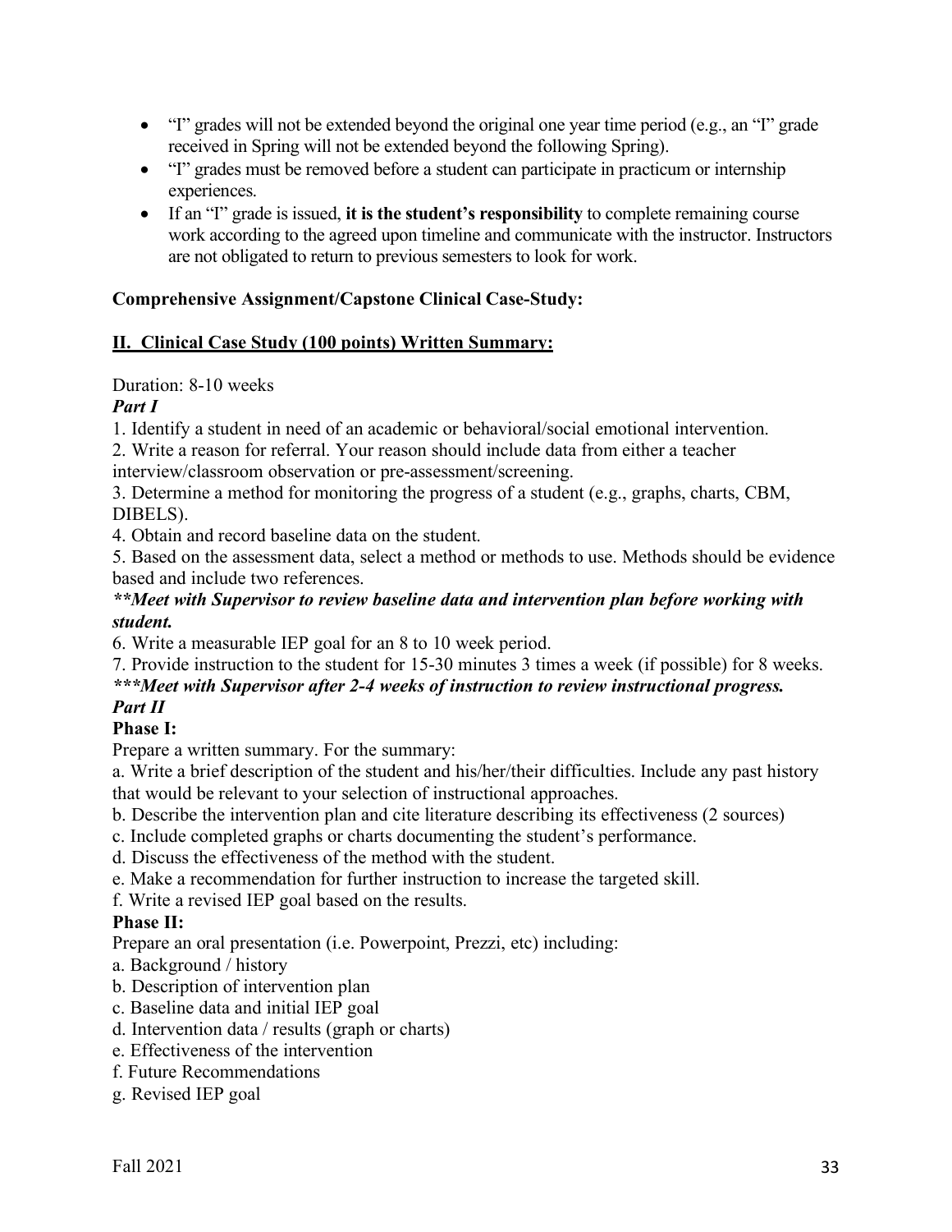- "I" grades will not be extended beyond the original one year time period (e.g., an "I" grade received in Spring will not be extended beyond the following Spring).
- "I" grades must be removed before a student can participate in practicum or internship experiences.
- If an "I" grade is issued, **it is the student's responsibility** to complete remaining course work according to the agreed upon timeline and communicate with the instructor. Instructors are not obligated to return to previous semesters to look for work.

**Comprehensive Assignment/Capstone Clinical Case-Study:**

**II. Clinical Case Study (100 points) Written Summary:**

Duration: 8-10 weeks

***Part I***

1. Identify a student in need of an academic or behavioral/social emotional intervention.
2. Write a reason for referral. Your reason should include data from either a teacher interview/classroom observation or pre-assessment/screening.
3. Determine a method for monitoring the progress of a student (e.g., graphs, charts, CBM, DIBELS).
4. Obtain and record baseline data on the student.
5. Based on the assessment data, select a method or methods to use. Methods should be evidence based and include two references.

***\*\*Meet with Supervisor to review baseline data and intervention plan before working with student.***

6. Write a measurable IEP goal for an 8 to 10 week period.
7. Provide instruction to the student for 15-30 minutes 3 times a week (if possible) for 8 weeks.

***\*\*\*Meet with Supervisor after 2-4 weeks of instruction to review instructional progress.***

***Part II***

**Phase I:**

Prepare a written summary. For the summary:

a. Write a brief description of the student and his/her/their difficulties. Include any past history that would be relevant to your selection of instructional approaches.
b. Describe the intervention plan and cite literature describing its effectiveness (2 sources)
c. Include completed graphs or charts documenting the student's performance.
d. Discuss the effectiveness of the method with the student.
e. Make a recommendation for further instruction to increase the targeted skill.
f. Write a revised IEP goal based on the results.

**Phase II:**

Prepare an oral presentation (i.e. Powerpoint, Prezzi, etc) including:

a. Background / history
b. Description of intervention plan
c. Baseline data and initial IEP goal
d. Intervention data / results (graph or charts)
e. Effectiveness of the intervention
f. Future Recommendations
g. Revised IEP goal

Fall 2021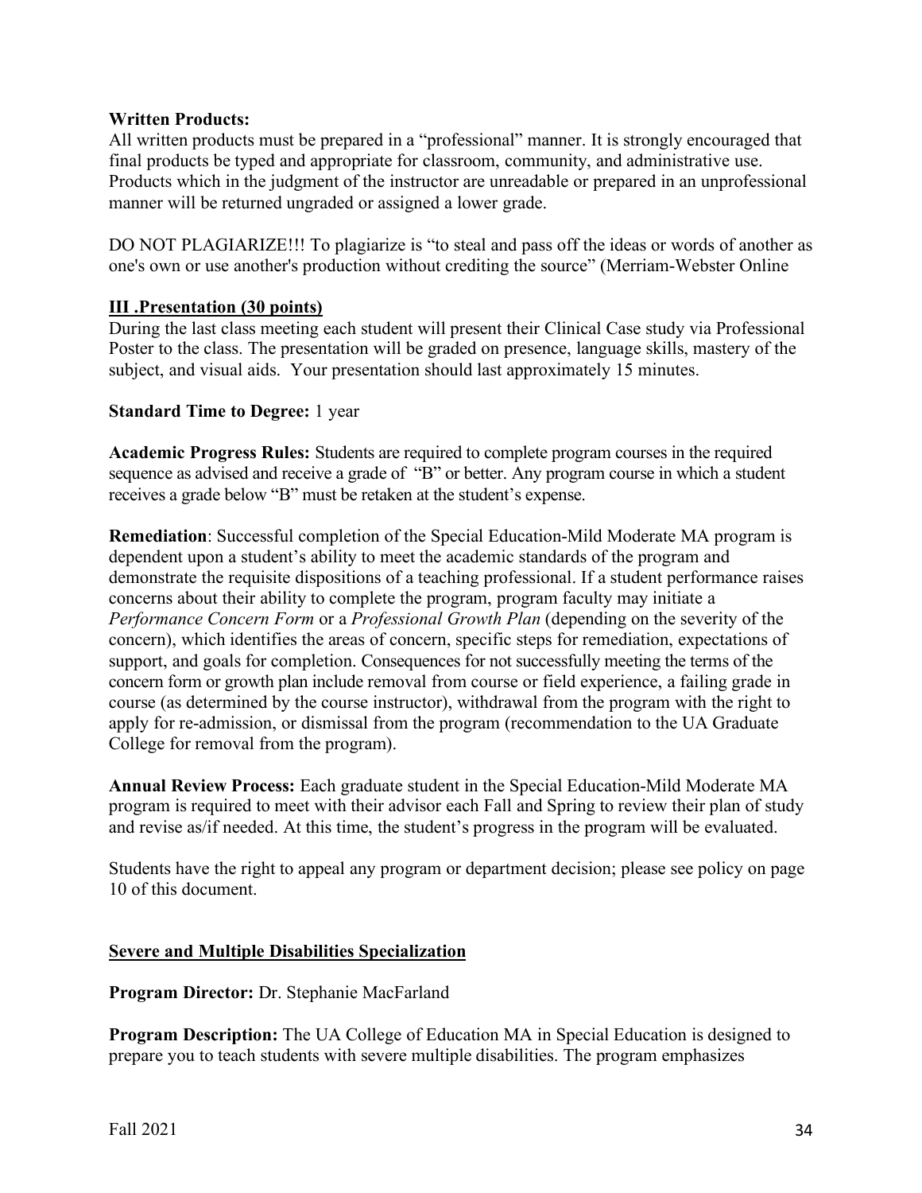**Written Products:**
All written products must be prepared in a "professional" manner. It is strongly encouraged that final products be typed and appropriate for classroom, community, and administrative use. Products which in the judgment of the instructor are unreadable or prepared in an unprofessional manner will be returned ungraded or assigned a lower grade.

DO NOT PLAGIARIZE!!! To plagiarize is "to steal and pass off the ideas or words of another as one's own or use another's production without crediting the source" (Merriam-Webster Online

**III .Presentation (30 points)**
During the last class meeting each student will present their Clinical Case study via Professional Poster to the class. The presentation will be graded on presence, language skills, mastery of the subject, and visual aids. Your presentation should last approximately 15 minutes.

**Standard Time to Degree:** 1 year

**Academic Progress Rules:** Students are required to complete program courses in the required sequence as advised and receive a grade of "B" or better. Any program course in which a student receives a grade below "B" must be retaken at the student's expense.

**Remediation**: Successful completion of the Special Education-Mild Moderate MA program is dependent upon a student's ability to meet the academic standards of the program and demonstrate the requisite dispositions of a teaching professional. If a student performance raises concerns about their ability to complete the program, program faculty may initiate a *Performance Concern Form* or a *Professional Growth Plan* (depending on the severity of the concern), which identifies the areas of concern, specific steps for remediation, expectations of support, and goals for completion. Consequences for not successfully meeting the terms of the concern form or growth plan include removal from course or field experience, a failing grade in course (as determined by the course instructor), withdrawal from the program with the right to apply for re-admission, or dismissal from the program (recommendation to the UA Graduate College for removal from the program).

**Annual Review Process:** Each graduate student in the Special Education-Mild Moderate MA program is required to meet with their advisor each Fall and Spring to review their plan of study and revise as/if needed. At this time, the student's progress in the program will be evaluated.

Students have the right to appeal any program or department decision; please see policy on page 10 of this document.

## Severe and Multiple Disabilities Specialization

**Program Director:** Dr. Stephanie MacFarland

**Program Description:** The UA College of Education MA in Special Education is designed to prepare you to teach students with severe multiple disabilities. The program emphasizes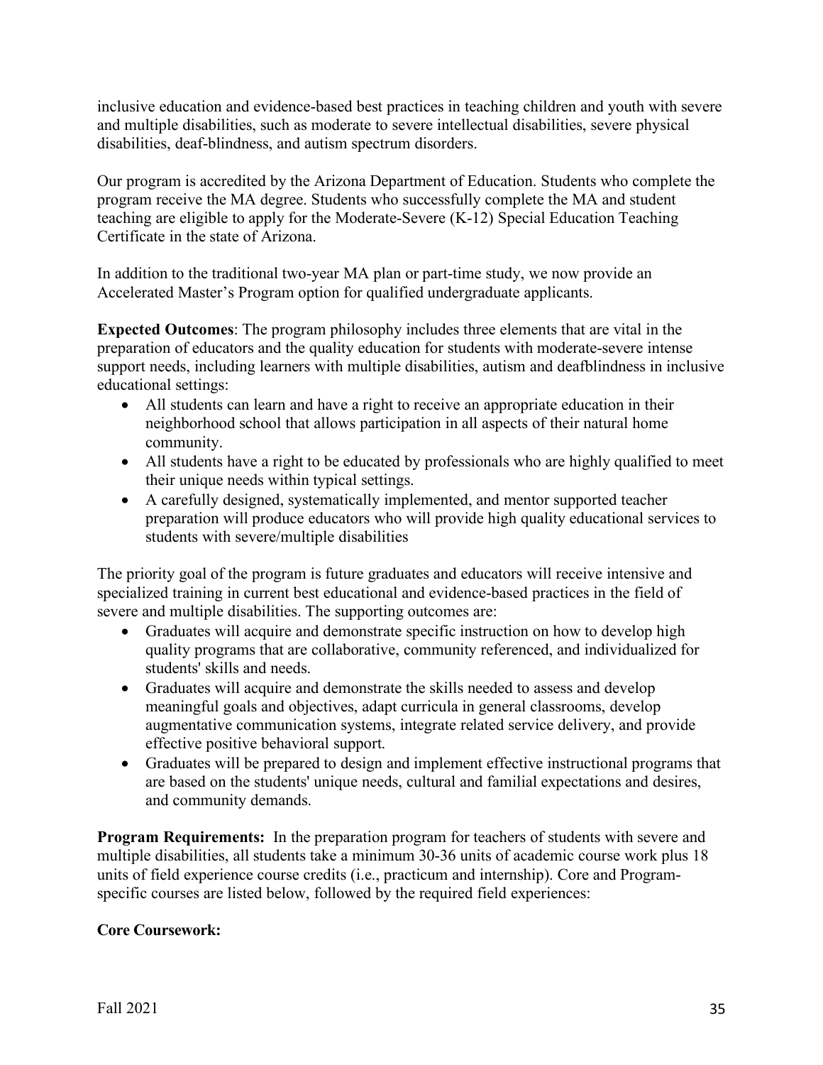inclusive education and evidence-based best practices in teaching children and youth with severe and multiple disabilities, such as moderate to severe intellectual disabilities, severe physical disabilities, deaf-blindness, and autism spectrum disorders.

Our program is accredited by the Arizona Department of Education. Students who complete the program receive the MA degree. Students who successfully complete the MA and student teaching are eligible to apply for the Moderate-Severe (K-12) Special Education Teaching Certificate in the state of Arizona.

In addition to the traditional two-year MA plan or part-time study, we now provide an Accelerated Master's Program option for qualified undergraduate applicants.

**Expected Outcomes**: The program philosophy includes three elements that are vital in the preparation of educators and the quality education for students with moderate-severe intense support needs, including learners with multiple disabilities, autism and deafblindness in inclusive educational settings:

- All students can learn and have a right to receive an appropriate education in their neighborhood school that allows participation in all aspects of their natural home community.
- All students have a right to be educated by professionals who are highly qualified to meet their unique needs within typical settings.
- A carefully designed, systematically implemented, and mentor supported teacher preparation will produce educators who will provide high quality educational services to students with severe/multiple disabilities

The priority goal of the program is future graduates and educators will receive intensive and specialized training in current best educational and evidence-based practices in the field of severe and multiple disabilities. The supporting outcomes are:

- Graduates will acquire and demonstrate specific instruction on how to develop high quality programs that are collaborative, community referenced, and individualized for students' skills and needs.
- Graduates will acquire and demonstrate the skills needed to assess and develop meaningful goals and objectives, adapt curricula in general classrooms, develop augmentative communication systems, integrate related service delivery, and provide effective positive behavioral support.
- Graduates will be prepared to design and implement effective instructional programs that are based on the students' unique needs, cultural and familial expectations and desires, and community demands.

**Program Requirements:** In the preparation program for teachers of students with severe and multiple disabilities, all students take a minimum 30-36 units of academic course work plus 18 units of field experience course credits (i.e., practicum and internship). Core and Program-specific courses are listed below, followed by the required field experiences:

**Core Coursework:**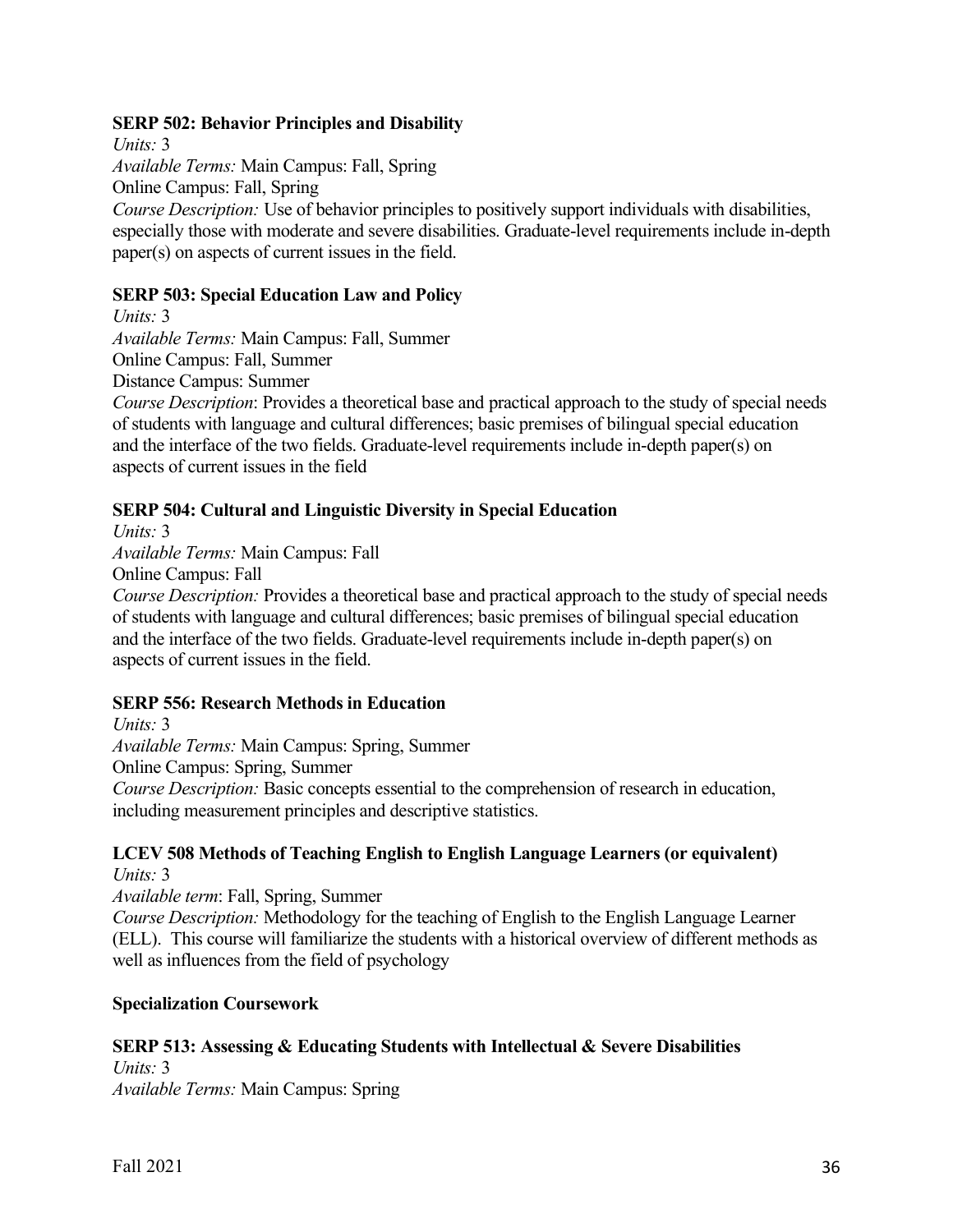**SERP 502: Behavior Principles and Disability**

*Units:* 3

*Available Terms:* Main Campus: Fall, Spring

Online Campus: Fall, Spring

*Course Description:* Use of behavior principles to positively support individuals with disabilities, especially those with moderate and severe disabilities. Graduate-level requirements include in-depth paper(s) on aspects of current issues in the field.

**SERP 503: Special Education Law and Policy**

*Units:* 3

*Available Terms:* Main Campus: Fall, Summer

Online Campus: Fall, Summer

Distance Campus: Summer

*Course Description*: Provides a theoretical base and practical approach to the study of special needs of students with language and cultural differences; basic premises of bilingual special education and the interface of the two fields. Graduate-level requirements include in-depth paper(s) on aspects of current issues in the field

**SERP 504: Cultural and Linguistic Diversity in Special Education**

*Units:* 3

*Available Terms:* Main Campus: Fall

Online Campus: Fall

*Course Description:* Provides a theoretical base and practical approach to the study of special needs of students with language and cultural differences; basic premises of bilingual special education and the interface of the two fields. Graduate-level requirements include in-depth paper(s) on aspects of current issues in the field.

**SERP 556: Research Methods in Education**

*Units:* 3

*Available Terms:* Main Campus: Spring, Summer

Online Campus: Spring, Summer

*Course Description:* Basic concepts essential to the comprehension of research in education, including measurement principles and descriptive statistics.

**LCEV 508 Methods of Teaching English to English Language Learners (or equivalent)**

*Units:* 3

*Available term*: Fall, Spring, Summer

*Course Description:* Methodology for the teaching of English to the English Language Learner (ELL). This course will familiarize the students with a historical overview of different methods as well as influences from the field of psychology

**Specialization Coursework**

**SERP 513: Assessing & Educating Students with Intellectual & Severe Disabilities**

*Units:* 3

*Available Terms:* Main Campus: Spring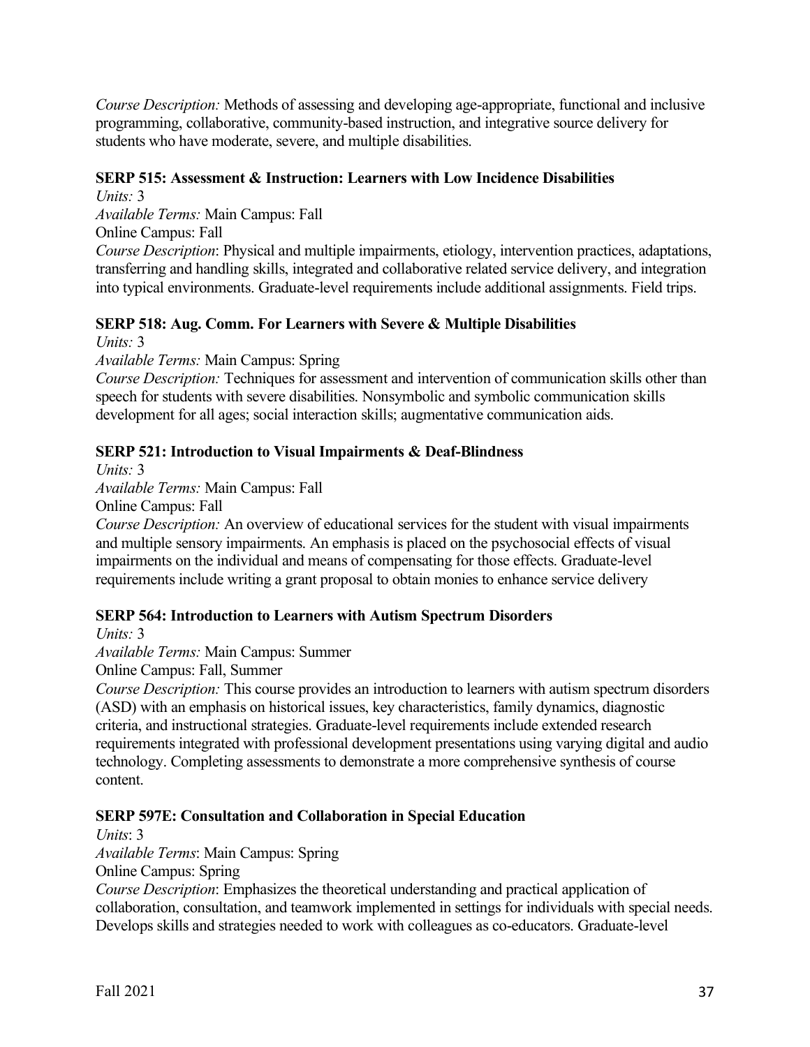*Course Description:* Methods of assessing and developing age-appropriate, functional and inclusive programming, collaborative, community-based instruction, and integrative source delivery for students who have moderate, severe, and multiple disabilities.

**SERP 515: Assessment & Instruction: Learners with Low Incidence Disabilities**

*Units:* 3

*Available Terms:* Main Campus: Fall

Online Campus: Fall

*Course Description*: Physical and multiple impairments, etiology, intervention practices, adaptations, transferring and handling skills, integrated and collaborative related service delivery, and integration into typical environments. Graduate-level requirements include additional assignments. Field trips.

**SERP 518: Aug. Comm. For Learners with Severe & Multiple Disabilities**

*Units:* 3

*Available Terms:* Main Campus: Spring

*Course Description:* Techniques for assessment and intervention of communication skills other than speech for students with severe disabilities. Nonsymbolic and symbolic communication skills development for all ages; social interaction skills; augmentative communication aids.

**SERP 521: Introduction to Visual Impairments & Deaf-Blindness**

*Units:* 3

*Available Terms:* Main Campus: Fall

Online Campus: Fall

*Course Description:* An overview of educational services for the student with visual impairments and multiple sensory impairments. An emphasis is placed on the psychosocial effects of visual impairments on the individual and means of compensating for those effects. Graduate-level requirements include writing a grant proposal to obtain monies to enhance service delivery

**SERP 564: Introduction to Learners with Autism Spectrum Disorders**

*Units:* 3

*Available Terms:* Main Campus: Summer

Online Campus: Fall, Summer

*Course Description:* This course provides an introduction to learners with autism spectrum disorders (ASD) with an emphasis on historical issues, key characteristics, family dynamics, diagnostic criteria, and instructional strategies. Graduate-level requirements include extended research requirements integrated with professional development presentations using varying digital and audio technology. Completing assessments to demonstrate a more comprehensive synthesis of course content.

**SERP 597E: Consultation and Collaboration in Special Education**

*Units*: 3

*Available Terms*: Main Campus: Spring

Online Campus: Spring

*Course Description*: Emphasizes the theoretical understanding and practical application of collaboration, consultation, and teamwork implemented in settings for individuals with special needs. Develops skills and strategies needed to work with colleagues as co-educators. Graduate-level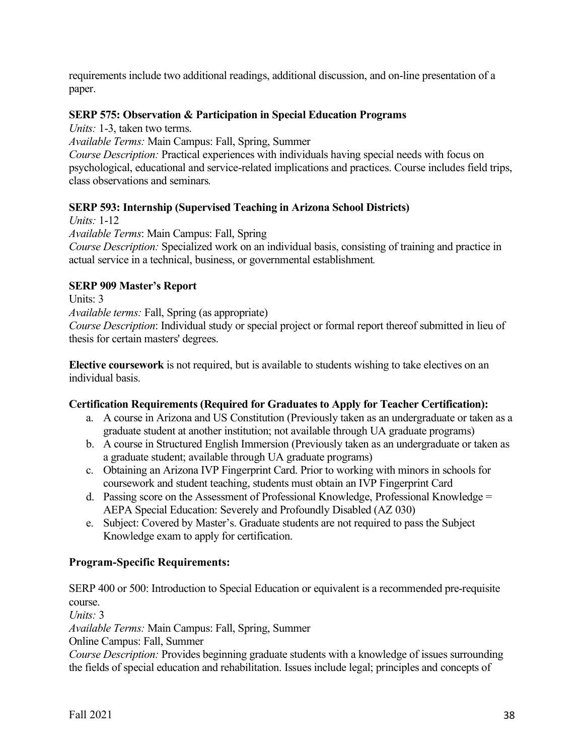requirements include two additional readings, additional discussion, and on-line presentation of a paper.

**SERP 575: Observation & Participation in Special Education Programs**

*Units:* 1-3, taken two terms.
*Available Terms:* Main Campus: Fall, Spring, Summer
*Course Description:* Practical experiences with individuals having special needs with focus on psychological, educational and service-related implications and practices. Course includes field trips, class observations and seminars*.*

**SERP 593: Internship (Supervised Teaching in Arizona School Districts)**

*Units:* 1-12
*Available Terms*: Main Campus: Fall, Spring
*Course Description:* Specialized work on an individual basis, consisting of training and practice in actual service in a technical, business, or governmental establishment*.*

**SERP 909 Master's Report**

Units: 3
*Available terms:* Fall, Spring (as appropriate)
*Course Description*: Individual study or special project or formal report thereof submitted in lieu of thesis for certain masters' degrees.

**Elective coursework** is not required, but is available to students wishing to take electives on an individual basis.

**Certification Requirements (Required for Graduates to Apply for Teacher Certification):**

a. A course in Arizona and US Constitution (Previously taken as an undergraduate or taken as a graduate student at another institution; not available through UA graduate programs)
b. A course in Structured English Immersion (Previously taken as an undergraduate or taken as a graduate student; available through UA graduate programs)
c. Obtaining an Arizona IVP Fingerprint Card. Prior to working with minors in schools for coursework and student teaching, students must obtain an IVP Fingerprint Card
d. Passing score on the Assessment of Professional Knowledge, Professional Knowledge = AEPA Special Education: Severely and Profoundly Disabled (AZ 030)
e. Subject: Covered by Master's. Graduate students are not required to pass the Subject Knowledge exam to apply for certification.

**Program-Specific Requirements:**

SERP 400 or 500: Introduction to Special Education or equivalent is a recommended pre-requisite course.
*Units:* 3
*Available Terms:* Main Campus: Fall, Spring, Summer
Online Campus: Fall, Summer
*Course Description:* Provides beginning graduate students with a knowledge of issues surrounding the fields of special education and rehabilitation. Issues include legal; principles and concepts of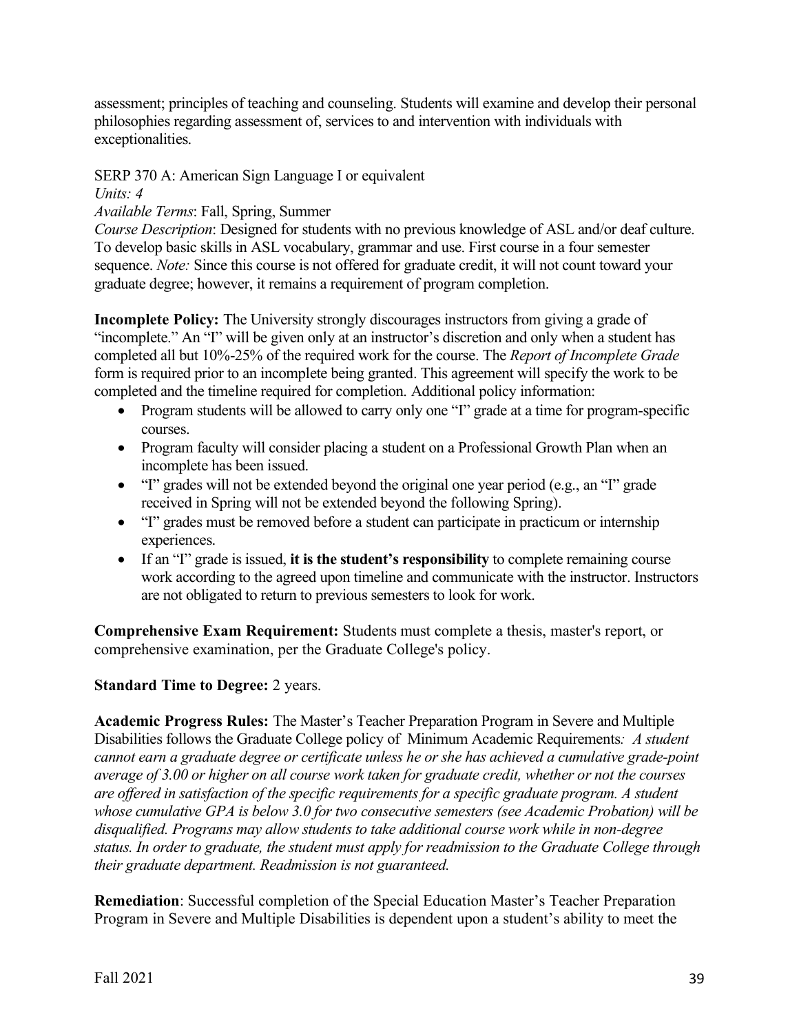assessment; principles of teaching and counseling. Students will examine and develop their personal philosophies regarding assessment of, services to and intervention with individuals with exceptionalities.

SERP 370 A: American Sign Language I or equivalent
*Units: 4*
*Available Terms*: Fall, Spring, Summer
*Course Description*: Designed for students with no previous knowledge of ASL and/or deaf culture. To develop basic skills in ASL vocabulary, grammar and use. First course in a four semester sequence. *Note:* Since this course is not offered for graduate credit, it will not count toward your graduate degree; however, it remains a requirement of program completion.

**Incomplete Policy:** The University strongly discourages instructors from giving a grade of "incomplete." An "I" will be given only at an instructor's discretion and only when a student has completed all but 10%-25% of the required work for the course. The *Report of Incomplete Grade* form is required prior to an incomplete being granted. This agreement will specify the work to be completed and the timeline required for completion. Additional policy information:

- Program students will be allowed to carry only one "I" grade at a time for program-specific courses.
- Program faculty will consider placing a student on a Professional Growth Plan when an incomplete has been issued.
- "I" grades will not be extended beyond the original one year period (e.g., an "I" grade received in Spring will not be extended beyond the following Spring).
- "I" grades must be removed before a student can participate in practicum or internship experiences.
- If an "I" grade is issued, **it is the student's responsibility** to complete remaining course work according to the agreed upon timeline and communicate with the instructor. Instructors are not obligated to return to previous semesters to look for work.

**Comprehensive Exam Requirement:** Students must complete a thesis, master's report, or comprehensive examination, per the Graduate College's policy.

**Standard Time to Degree:** 2 years.

**Academic Progress Rules:** The Master's Teacher Preparation Program in Severe and Multiple Disabilities follows the Graduate College policy of Minimum Academic Requirements*: A student cannot earn a graduate degree or certificate unless he or she has achieved a cumulative grade-point average of 3.00 or higher on all course work taken for graduate credit, whether or not the courses are offered in satisfaction of the specific requirements for a specific graduate program. A student whose cumulative GPA is below 3.0 for two consecutive semesters (see Academic Probation) will be disqualified. Programs may allow students to take additional course work while in non-degree status. In order to graduate, the student must apply for readmission to the Graduate College through their graduate department. Readmission is not guaranteed.*

**Remediation**: Successful completion of the Special Education Master's Teacher Preparation Program in Severe and Multiple Disabilities is dependent upon a student's ability to meet the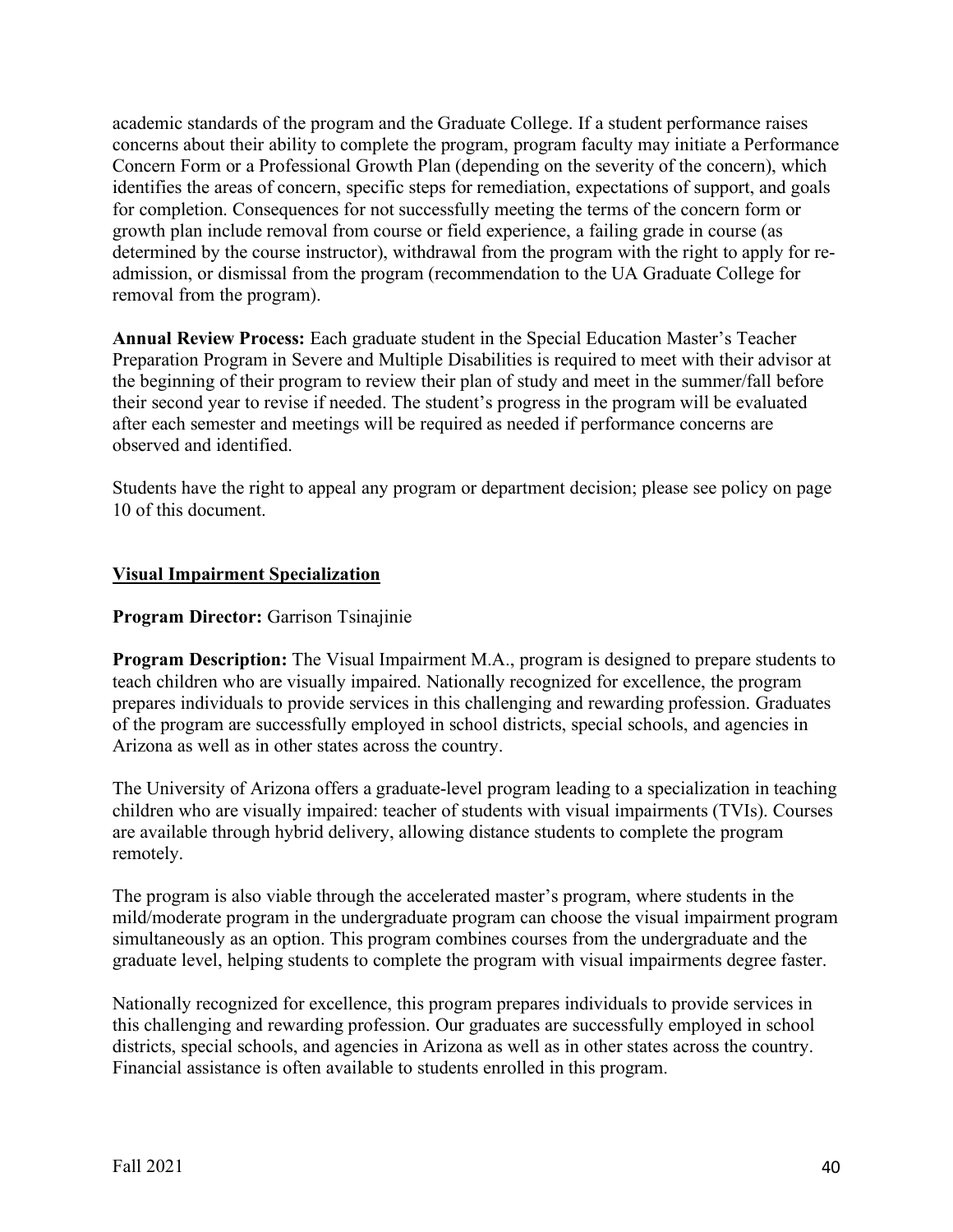academic standards of the program and the Graduate College. If a student performance raises concerns about their ability to complete the program, program faculty may initiate a Performance Concern Form or a Professional Growth Plan (depending on the severity of the concern), which identifies the areas of concern, specific steps for remediation, expectations of support, and goals for completion. Consequences for not successfully meeting the terms of the concern form or growth plan include removal from course or field experience, a failing grade in course (as determined by the course instructor), withdrawal from the program with the right to apply for re-admission, or dismissal from the program (recommendation to the UA Graduate College for removal from the program).

**Annual Review Process:** Each graduate student in the Special Education Master's Teacher Preparation Program in Severe and Multiple Disabilities is required to meet with their advisor at the beginning of their program to review their plan of study and meet in the summer/fall before their second year to revise if needed. The student's progress in the program will be evaluated after each semester and meetings will be required as needed if performance concerns are observed and identified.

Students have the right to appeal any program or department decision; please see policy on page 10 of this document.

## Visual Impairment Specialization

**Program Director:** Garrison Tsinajinie

**Program Description:** The Visual Impairment M.A., program is designed to prepare students to teach children who are visually impaired. Nationally recognized for excellence, the program prepares individuals to provide services in this challenging and rewarding profession. Graduates of the program are successfully employed in school districts, special schools, and agencies in Arizona as well as in other states across the country.

The University of Arizona offers a graduate-level program leading to a specialization in teaching children who are visually impaired: teacher of students with visual impairments (TVIs). Courses are available through hybrid delivery, allowing distance students to complete the program remotely.

The program is also viable through the accelerated master's program, where students in the mild/moderate program in the undergraduate program can choose the visual impairment program simultaneously as an option. This program combines courses from the undergraduate and the graduate level, helping students to complete the program with visual impairments degree faster.

Nationally recognized for excellence, this program prepares individuals to provide services in this challenging and rewarding profession. Our graduates are successfully employed in school districts, special schools, and agencies in Arizona as well as in other states across the country. Financial assistance is often available to students enrolled in this program.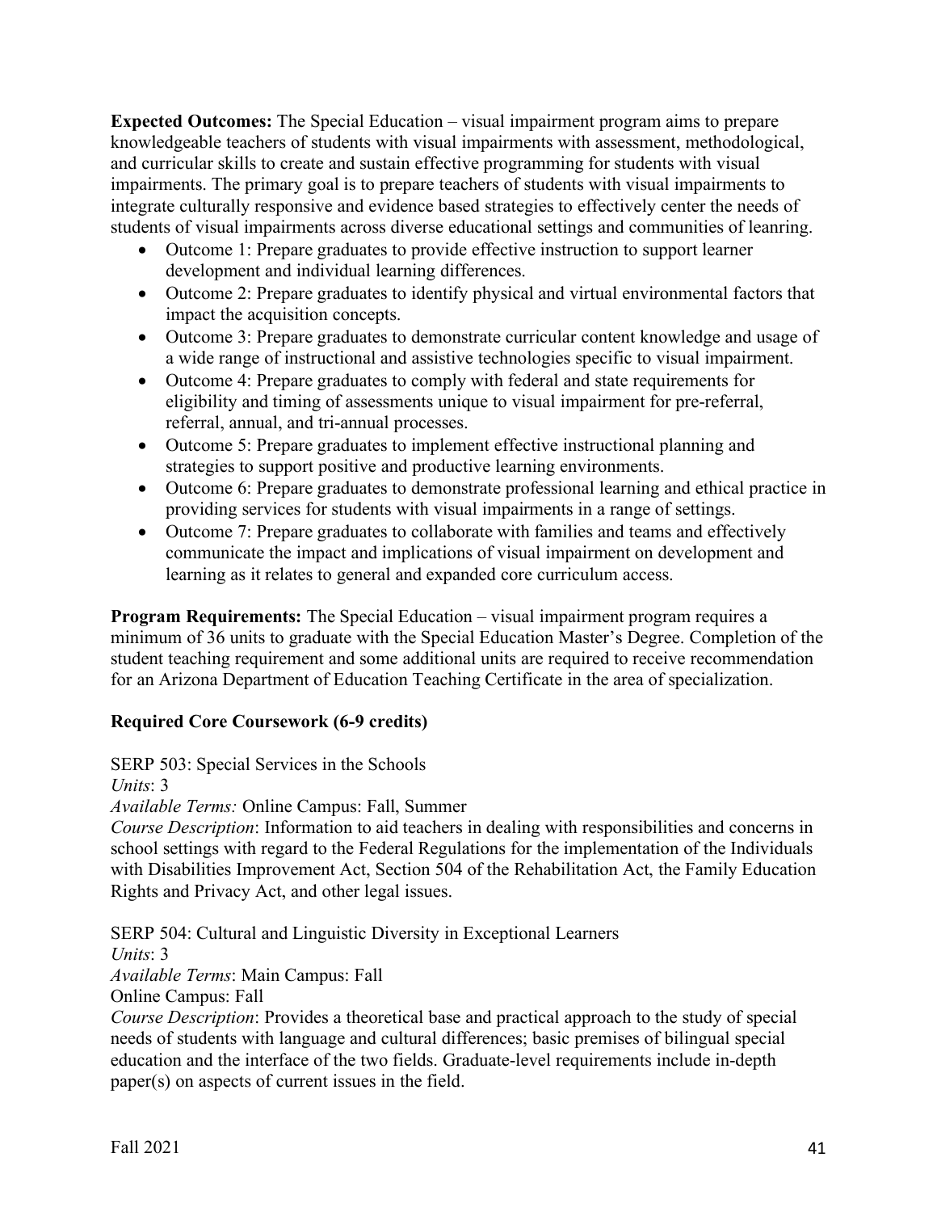**Expected Outcomes:** The Special Education – visual impairment program aims to prepare knowledgeable teachers of students with visual impairments with assessment, methodological, and curricular skills to create and sustain effective programming for students with visual impairments. The primary goal is to prepare teachers of students with visual impairments to integrate culturally responsive and evidence based strategies to effectively center the needs of students of visual impairments across diverse educational settings and communities of leanring.

- Outcome 1: Prepare graduates to provide effective instruction to support learner development and individual learning differences.
- Outcome 2: Prepare graduates to identify physical and virtual environmental factors that impact the acquisition concepts.
- Outcome 3: Prepare graduates to demonstrate curricular content knowledge and usage of a wide range of instructional and assistive technologies specific to visual impairment.
- Outcome 4: Prepare graduates to comply with federal and state requirements for eligibility and timing of assessments unique to visual impairment for pre-referral, referral, annual, and tri-annual processes.
- Outcome 5: Prepare graduates to implement effective instructional planning and strategies to support positive and productive learning environments.
- Outcome 6: Prepare graduates to demonstrate professional learning and ethical practice in providing services for students with visual impairments in a range of settings.
- Outcome 7: Prepare graduates to collaborate with families and teams and effectively communicate the impact and implications of visual impairment on development and learning as it relates to general and expanded core curriculum access.

**Program Requirements:** The Special Education – visual impairment program requires a minimum of 36 units to graduate with the Special Education Master's Degree. Completion of the student teaching requirement and some additional units are required to receive recommendation for an Arizona Department of Education Teaching Certificate in the area of specialization.

**Required Core Coursework (6-9 credits)**

SERP 503: Special Services in the Schools
*Units*: 3
*Available Terms:* Online Campus: Fall, Summer
*Course Description*: Information to aid teachers in dealing with responsibilities and concerns in school settings with regard to the Federal Regulations for the implementation of the Individuals with Disabilities Improvement Act, Section 504 of the Rehabilitation Act, the Family Education Rights and Privacy Act, and other legal issues.

SERP 504: Cultural and Linguistic Diversity in Exceptional Learners
*Units*: 3
*Available Terms*: Main Campus: Fall
Online Campus: Fall
*Course Description*: Provides a theoretical base and practical approach to the study of special needs of students with language and cultural differences; basic premises of bilingual special education and the interface of the two fields. Graduate-level requirements include in-depth paper(s) on aspects of current issues in the field.

Fall 2021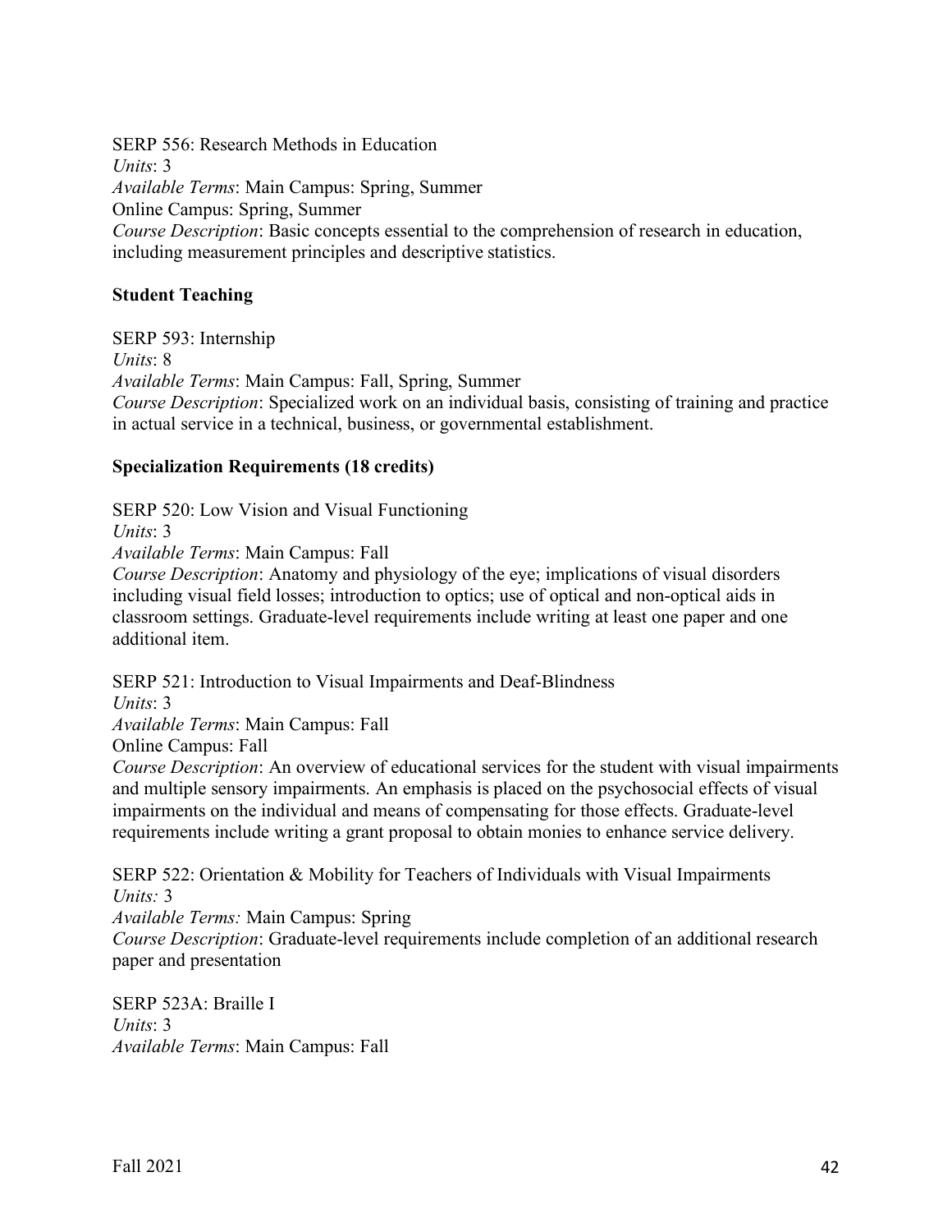SERP 556: Research Methods in Education
*Units*: 3
*Available Terms*: Main Campus: Spring, Summer
Online Campus: Spring, Summer
*Course Description*: Basic concepts essential to the comprehension of research in education, including measurement principles and descriptive statistics.

**Student Teaching**

SERP 593: Internship
*Units*: 8
*Available Terms*: Main Campus: Fall, Spring, Summer
*Course Description*: Specialized work on an individual basis, consisting of training and practice in actual service in a technical, business, or governmental establishment.

**Specialization Requirements (18 credits)**

SERP 520: Low Vision and Visual Functioning
*Units*: 3
*Available Terms*: Main Campus: Fall
*Course Description*: Anatomy and physiology of the eye; implications of visual disorders including visual field losses; introduction to optics; use of optical and non-optical aids in classroom settings. Graduate-level requirements include writing at least one paper and one additional item.

SERP 521: Introduction to Visual Impairments and Deaf-Blindness
*Units*: 3
*Available Terms*: Main Campus: Fall
Online Campus: Fall
*Course Description*: An overview of educational services for the student with visual impairments and multiple sensory impairments. An emphasis is placed on the psychosocial effects of visual impairments on the individual and means of compensating for those effects. Graduate-level requirements include writing a grant proposal to obtain monies to enhance service delivery.

SERP 522: Orientation & Mobility for Teachers of Individuals with Visual Impairments
*Units:* 3
*Available Terms:* Main Campus: Spring
*Course Description*: Graduate-level requirements include completion of an additional research paper and presentation

SERP 523A: Braille I
*Units*: 3
*Available Terms*: Main Campus: Fall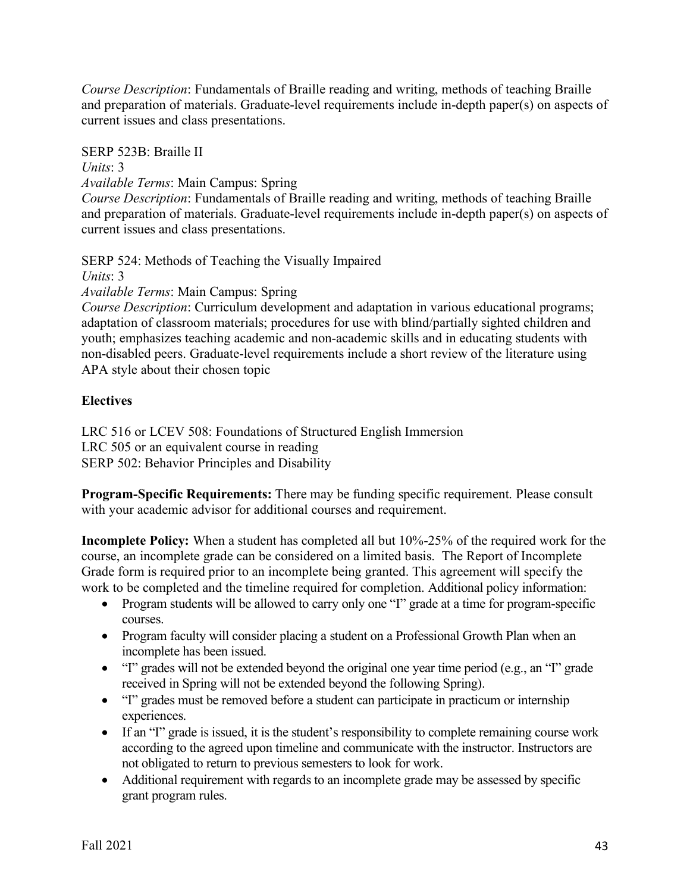*Course Description*: Fundamentals of Braille reading and writing, methods of teaching Braille and preparation of materials. Graduate-level requirements include in-depth paper(s) on aspects of current issues and class presentations.

SERP 523B: Braille II
*Units*: 3
*Available Terms*: Main Campus: Spring
*Course Description*: Fundamentals of Braille reading and writing, methods of teaching Braille and preparation of materials. Graduate-level requirements include in-depth paper(s) on aspects of current issues and class presentations.

SERP 524: Methods of Teaching the Visually Impaired
*Units*: 3
*Available Terms*: Main Campus: Spring
*Course Description*: Curriculum development and adaptation in various educational programs; adaptation of classroom materials; procedures for use with blind/partially sighted children and youth; emphasizes teaching academic and non-academic skills and in educating students with non-disabled peers. Graduate-level requirements include a short review of the literature using APA style about their chosen topic

**Electives**

LRC 516 or LCEV 508: Foundations of Structured English Immersion
LRC 505 or an equivalent course in reading
SERP 502: Behavior Principles and Disability

**Program-Specific Requirements:** There may be funding specific requirement. Please consult with your academic advisor for additional courses and requirement.

**Incomplete Policy:** When a student has completed all but 10%-25% of the required work for the course, an incomplete grade can be considered on a limited basis. The Report of Incomplete Grade form is required prior to an incomplete being granted. This agreement will specify the work to be completed and the timeline required for completion. Additional policy information:

- Program students will be allowed to carry only one "I" grade at a time for program-specific courses.
- Program faculty will consider placing a student on a Professional Growth Plan when an incomplete has been issued.
- "I" grades will not be extended beyond the original one year time period (e.g., an "I" grade received in Spring will not be extended beyond the following Spring).
- "I" grades must be removed before a student can participate in practicum or internship experiences.
- If an "I" grade is issued, it is the student's responsibility to complete remaining course work according to the agreed upon timeline and communicate with the instructor. Instructors are not obligated to return to previous semesters to look for work.
- Additional requirement with regards to an incomplete grade may be assessed by specific grant program rules.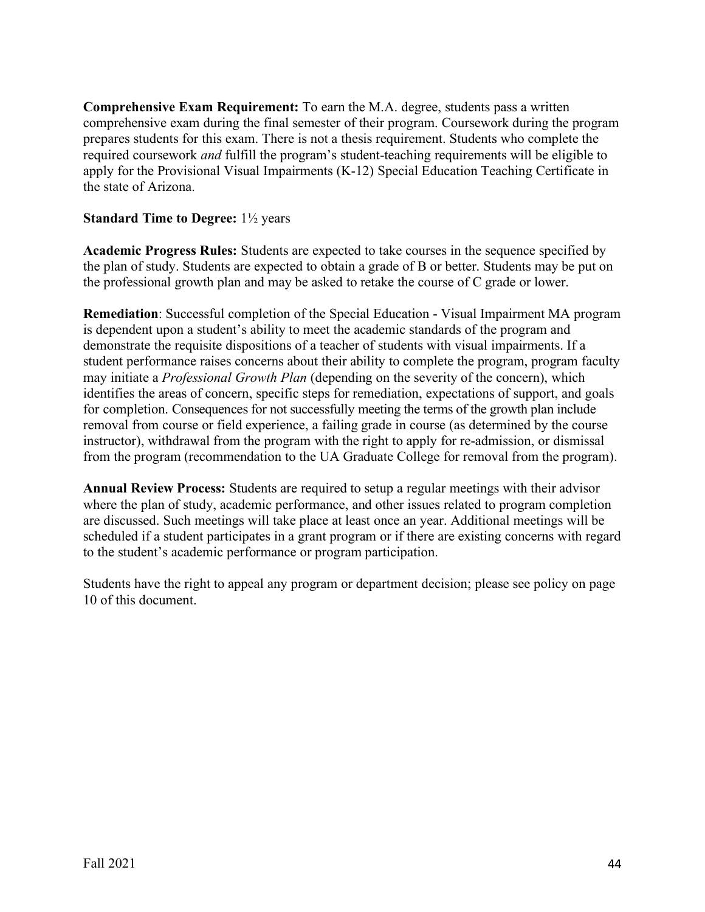**Comprehensive Exam Requirement:** To earn the M.A. degree, students pass a written comprehensive exam during the final semester of their program. Coursework during the program prepares students for this exam. There is not a thesis requirement. Students who complete the required coursework *and* fulfill the program's student-teaching requirements will be eligible to apply for the Provisional Visual Impairments (K-12) Special Education Teaching Certificate in the state of Arizona.

**Standard Time to Degree:** 1½ years

**Academic Progress Rules:** Students are expected to take courses in the sequence specified by the plan of study. Students are expected to obtain a grade of B or better. Students may be put on the professional growth plan and may be asked to retake the course of C grade or lower.

**Remediation**: Successful completion of the Special Education - Visual Impairment MA program is dependent upon a student's ability to meet the academic standards of the program and demonstrate the requisite dispositions of a teacher of students with visual impairments. If a student performance raises concerns about their ability to complete the program, program faculty may initiate a *Professional Growth Plan* (depending on the severity of the concern), which identifies the areas of concern, specific steps for remediation, expectations of support, and goals for completion. Consequences for not successfully meeting the terms of the growth plan include removal from course or field experience, a failing grade in course (as determined by the course instructor), withdrawal from the program with the right to apply for re-admission, or dismissal from the program (recommendation to the UA Graduate College for removal from the program).

**Annual Review Process:** Students are required to setup a regular meetings with their advisor where the plan of study, academic performance, and other issues related to program completion are discussed. Such meetings will take place at least once an year. Additional meetings will be scheduled if a student participates in a grant program or if there are existing concerns with regard to the student's academic performance or program participation.

Students have the right to appeal any program or department decision; please see policy on page 10 of this document.